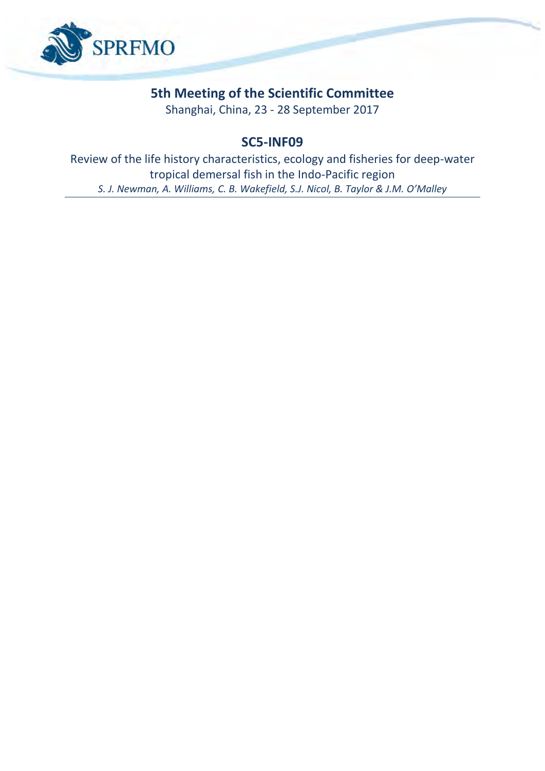SPRFMO

# 5th Meeting of the Scientific Committee

Shanghai, China, 23 - 28 September 2017

## SC5-INF09

Review of the life history characteristics, ecology and fisheries for deep-water tropical demersal fish in the Indo-Pacific region

*S. J. Newman, A. Williams, C. B. Wakefield, S.J. Nicol, B. Taylor & J.M. O'Malley*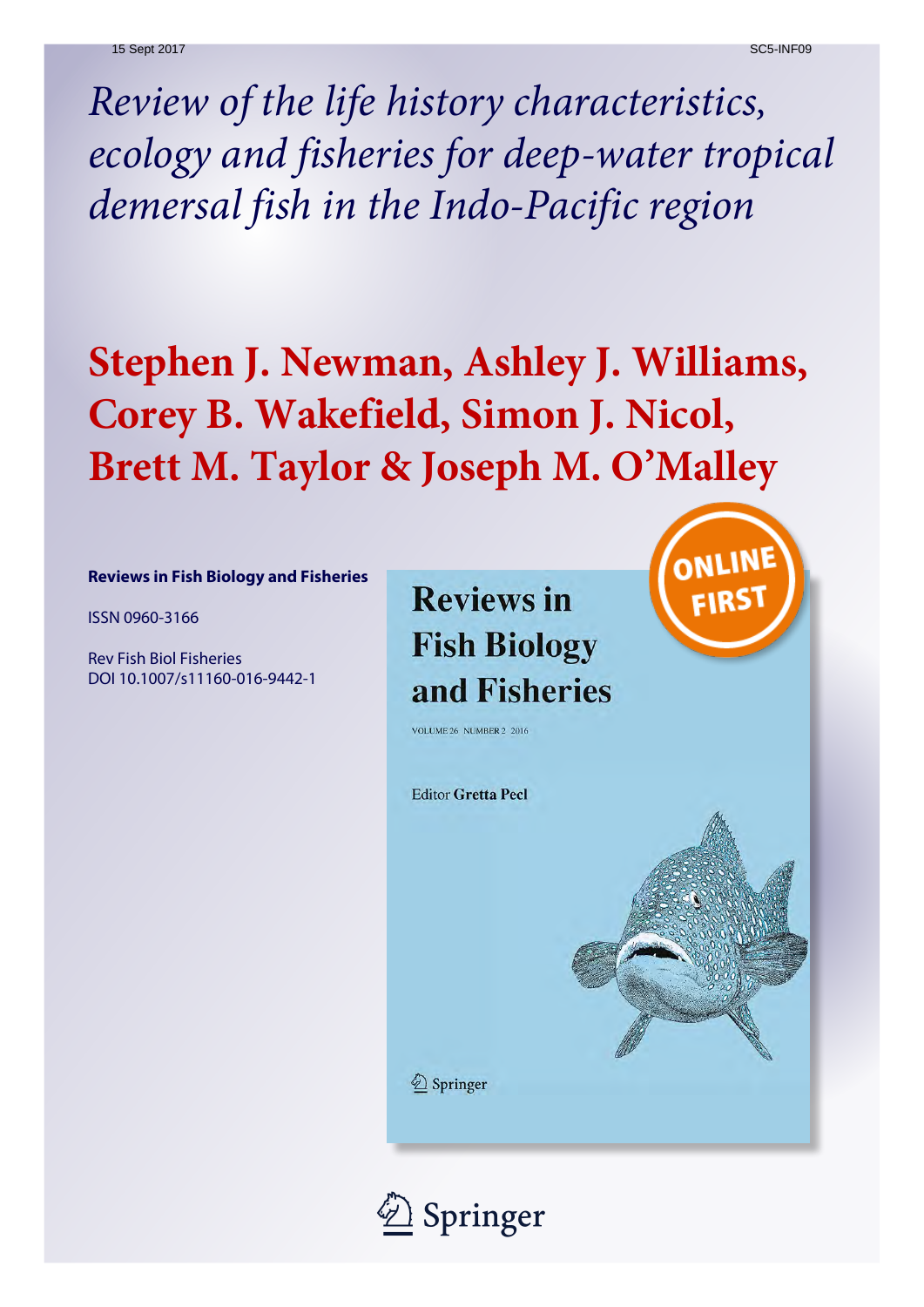15 Sept 2017

SC5-INF09

*Review of the life history characteristics, ecology and fisheries for deep-water tropical demersal fish in the Indo-Pacific region*

# Stephen J. Newman, Ashley J. Williams, Corey B. Wakefield, Simon J. Nicol, Brett M. Taylor & Joseph M. O'Malley

**Reviews in Fish Biology and Fisheries**

ISSN 0960-3166

Rev Fish Biol Fisheries
DOI 10.1007/s11160-016-9442-1

Reviews in Fish Biology and Fisheries

VOLUME 26 NUMBER 2 2016

Editor Gretta Pecl

ONLINE FIRST

Springer

Springer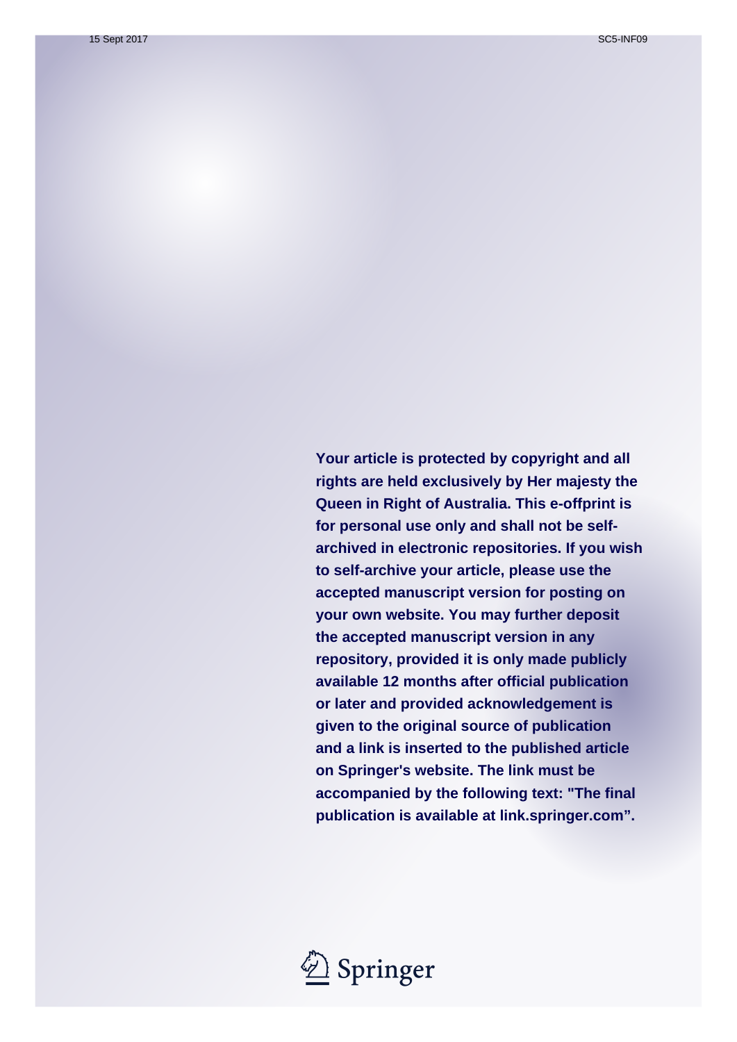**Your article is protected by copyright and all rights are held exclusively by Her majesty the Queen in Right of Australia. This e-offprint is for personal use only and shall not be self-archived in electronic repositories. If you wish to self-archive your article, please use the accepted manuscript version for posting on your own website. You may further deposit the accepted manuscript version in any repository, provided it is only made publicly available 12 months after official publication or later and provided acknowledgement is given to the original source of publication and a link is inserted to the published article on Springer's website. The link must be accompanied by the following text: "The final publication is available at link.springer.com".**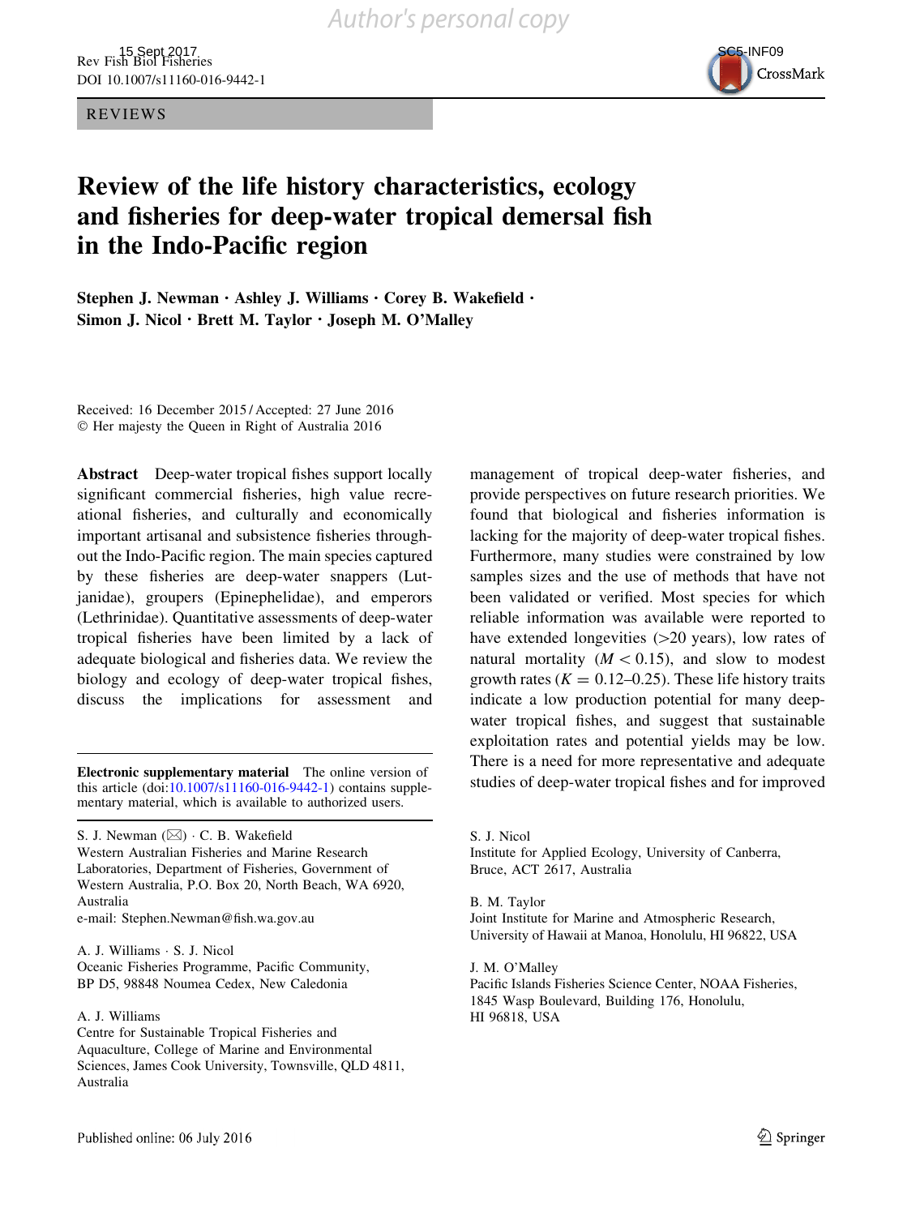Author's personal copy

REVIEWS

# Review of the life history characteristics, ecology and fisheries for deep-water tropical demersal fish in the Indo-Pacific region

**Stephen J. Newman · Ashley J. Williams · Corey B. Wakefield · Simon J. Nicol · Brett M. Taylor · Joseph M. O'Malley**

Received: 16 December 2015 / Accepted: 27 June 2016
© Her majesty the Queen in Right of Australia 2016

**Abstract** Deep-water tropical fishes support locally significant commercial fisheries, high value recreational fisheries, and culturally and economically important artisanal and subsistence fisheries throughout the Indo-Pacific region. The main species captured by these fisheries are deep-water snappers (Lutjanidae), groupers (Epinephelidae), and emperors (Lethrinidae). Quantitative assessments of deep-water tropical fisheries have been limited by a lack of adequate biological and fisheries data. We review the biology and ecology of deep-water tropical fishes, discuss the implications for assessment and management of tropical deep-water fisheries, and provide perspectives on future research priorities. We found that biological and fisheries information is lacking for the majority of deep-water tropical fishes. Furthermore, many studies were constrained by low samples sizes and the use of methods that have not been validated or verified. Most species for which reliable information was available were reported to have extended longevities (>20 years), low rates of natural mortality ($M < 0.15$), and slow to modest growth rates ($K = 0.12$–$0.25$). These life history traits indicate a low production potential for many deep-water tropical fishes, and suggest that sustainable exploitation rates and potential yields may be low. There is a need for more representative and adequate studies of deep-water tropical fishes and for improved

**Electronic supplementary material** The online version of this article (doi:10.1007/s11160-016-9442-1) contains supplementary material, which is available to authorized users.

S. J. Newman (✉) · C. B. Wakefield
Western Australian Fisheries and Marine Research Laboratories, Department of Fisheries, Government of Western Australia, P.O. Box 20, North Beach, WA 6920, Australia
e-mail: Stephen.Newman@fish.wa.gov.au

A. J. Williams · S. J. Nicol
Oceanic Fisheries Programme, Pacific Community, BP D5, 98848 Noumea Cedex, New Caledonia

A. J. Williams
Centre for Sustainable Tropical Fisheries and Aquaculture, College of Marine and Environmental Sciences, James Cook University, Townsville, QLD 4811, Australia

S. J. Nicol
Institute for Applied Ecology, University of Canberra, Bruce, ACT 2617, Australia

B. M. Taylor
Joint Institute for Marine and Atmospheric Research, University of Hawaii at Manoa, Honolulu, HI 96822, USA

J. M. O'Malley
Pacific Islands Fisheries Science Center, NOAA Fisheries, 1845 Wasp Boulevard, Building 176, Honolulu, HI 96818, USA

Published online: 06 July 2016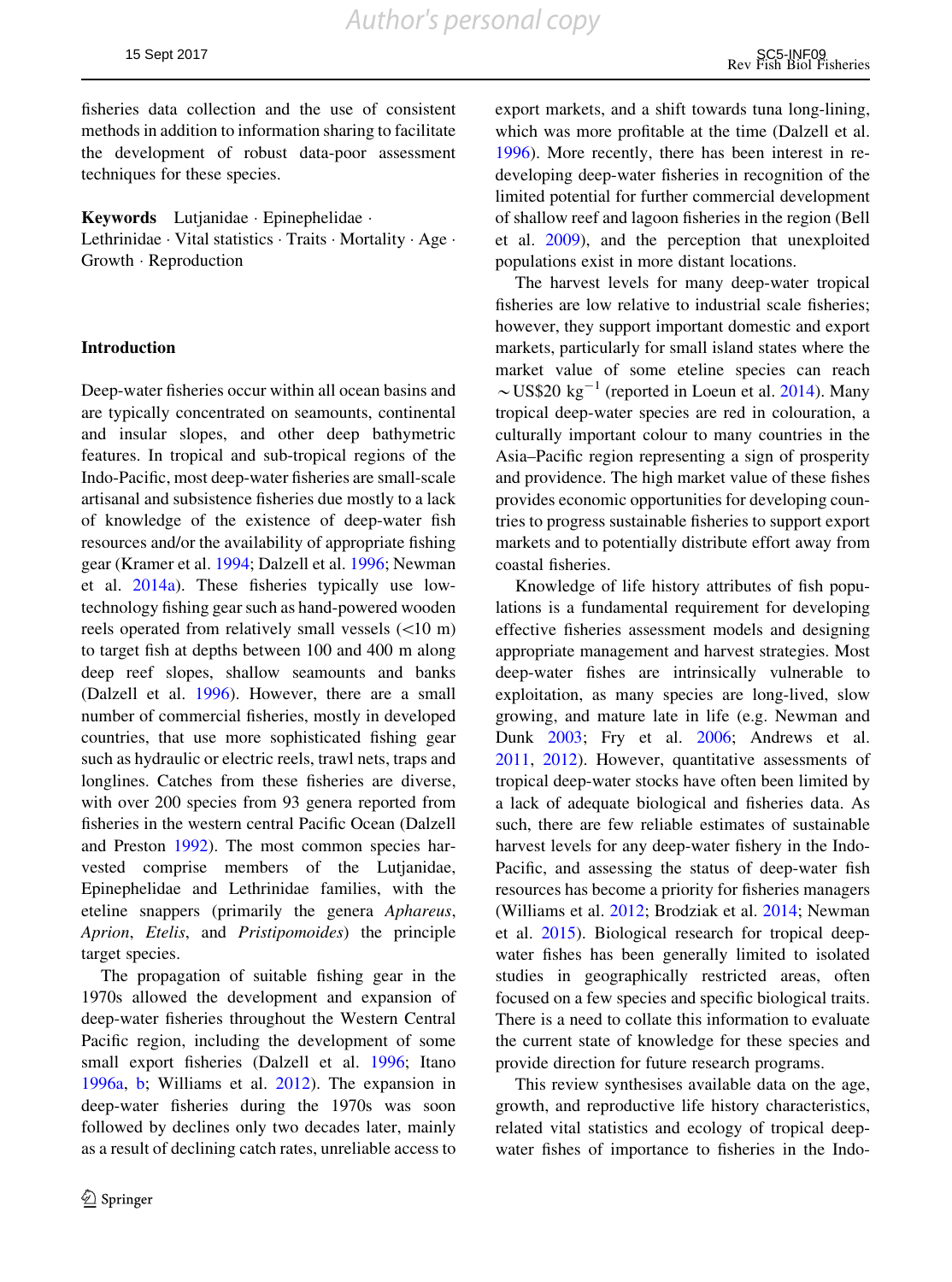fisheries data collection and the use of consistent methods in addition to information sharing to facilitate the development of robust data-poor assessment techniques for these species.

**Keywords** Lutjanidae · Epinephelidae · Lethrinidae · Vital statistics · Traits · Mortality · Age · Growth · Reproduction

## Introduction

Deep-water fisheries occur within all ocean basins and are typically concentrated on seamounts, continental and insular slopes, and other deep bathymetric features. In tropical and sub-tropical regions of the Indo-Pacific, most deep-water fisheries are small-scale artisanal and subsistence fisheries due mostly to a lack of knowledge of the existence of deep-water fish resources and/or the availability of appropriate fishing gear (Kramer et al. 1994; Dalzell et al. 1996; Newman et al. 2014a). These fisheries typically use low-technology fishing gear such as hand-powered wooden reels operated from relatively small vessels (<10 m) to target fish at depths between 100 and 400 m along deep reef slopes, shallow seamounts and banks (Dalzell et al. 1996). However, there are a small number of commercial fisheries, mostly in developed countries, that use more sophisticated fishing gear such as hydraulic or electric reels, trawl nets, traps and longlines. Catches from these fisheries are diverse, with over 200 species from 93 genera reported from fisheries in the western central Pacific Ocean (Dalzell and Preston 1992). The most common species harvested comprise members of the Lutjanidae, Epinephelidae and Lethrinidae families, with the eteline snappers (primarily the genera *Aphareus*, *Aprion*, *Etelis*, and *Pristipomoides*) the principle target species.

The propagation of suitable fishing gear in the 1970s allowed the development and expansion of deep-water fisheries throughout the Western Central Pacific region, including the development of some small export fisheries (Dalzell et al. 1996; Itano 1996a, b; Williams et al. 2012). The expansion in deep-water fisheries during the 1970s was soon followed by declines only two decades later, mainly as a result of declining catch rates, unreliable access to export markets, and a shift towards tuna long-lining, which was more profitable at the time (Dalzell et al. 1996). More recently, there has been interest in re-developing deep-water fisheries in recognition of the limited potential for further commercial development of shallow reef and lagoon fisheries in the region (Bell et al. 2009), and the perception that unexploited populations exist in more distant locations.

The harvest levels for many deep-water tropical fisheries are low relative to industrial scale fisheries; however, they support important domestic and export markets, particularly for small island states where the market value of some eteline species can reach ~US$20 $kg^{-1}$ (reported in Loeun et al. 2014). Many tropical deep-water species are red in colouration, a culturally important colour to many countries in the Asia–Pacific region representing a sign of prosperity and providence. The high market value of these fishes provides economic opportunities for developing countries to progress sustainable fisheries to support export markets and to potentially distribute effort away from coastal fisheries.

Knowledge of life history attributes of fish populations is a fundamental requirement for developing effective fisheries assessment models and designing appropriate management and harvest strategies. Most deep-water fishes are intrinsically vulnerable to exploitation, as many species are long-lived, slow growing, and mature late in life (e.g. Newman and Dunk 2003; Fry et al. 2006; Andrews et al. 2011, 2012). However, quantitative assessments of tropical deep-water stocks have often been limited by a lack of adequate biological and fisheries data. As such, there are few reliable estimates of sustainable harvest levels for any deep-water fishery in the Indo-Pacific, and assessing the status of deep-water fish resources has become a priority for fisheries managers (Williams et al. 2012; Brodziak et al. 2014; Newman et al. 2015). Biological research for tropical deep-water fishes has been generally limited to isolated studies in geographically restricted areas, often focused on a few species and specific biological traits. There is a need to collate this information to evaluate the current state of knowledge for these species and provide direction for future research programs.

This review synthesises available data on the age, growth, and reproductive life history characteristics, related vital statistics and ecology of tropical deep-water fishes of importance to fisheries in the Indo-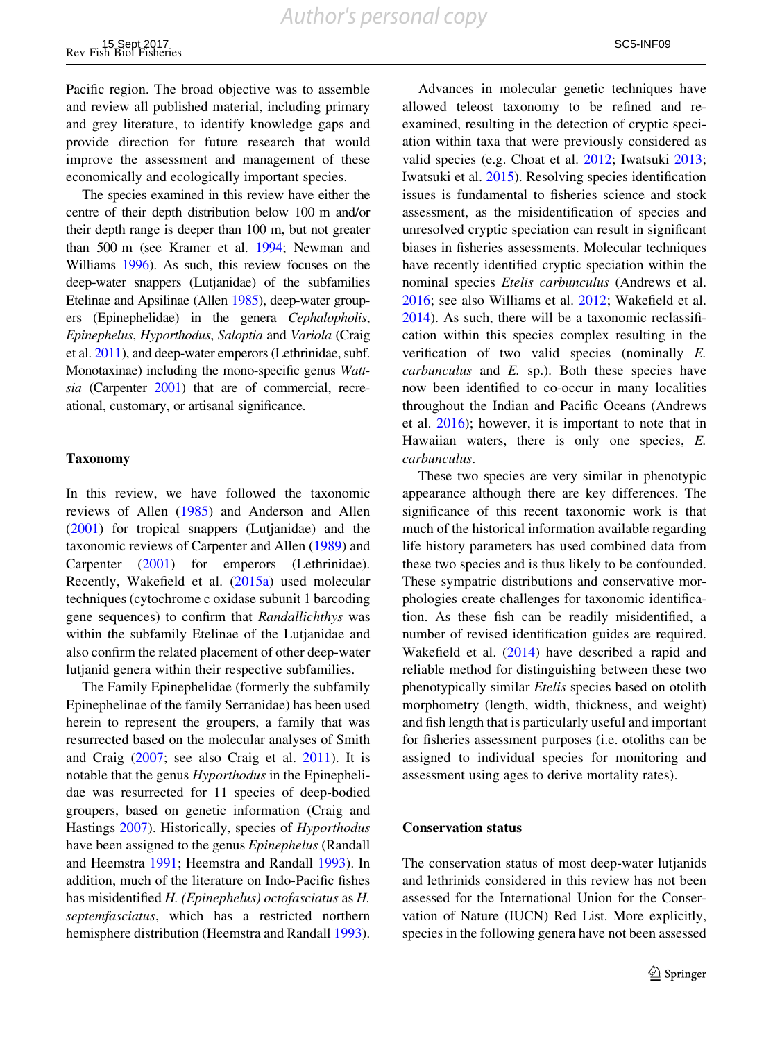Pacific region. The broad objective was to assemble and review all published material, including primary and grey literature, to identify knowledge gaps and provide direction for future research that would improve the assessment and management of these economically and ecologically important species.

The species examined in this review have either the centre of their depth distribution below 100 m and/or their depth range is deeper than 100 m, but not greater than 500 m (see Kramer et al. 1994; Newman and Williams 1996). As such, this review focuses on the deep-water snappers (Lutjanidae) of the subfamilies Etelinae and Apsilinae (Allen 1985), deep-water groupers (Epinephelidae) in the genera *Cephalopholis*, *Epinephelus*, *Hyporthodus*, *Saloptia* and *Variola* (Craig et al. 2011), and deep-water emperors (Lethrinidae, subf. Monotaxinae) including the mono-specific genus *Wattsia* (Carpenter 2001) that are of commercial, recreational, customary, or artisanal significance.

## Taxonomy

In this review, we have followed the taxonomic reviews of Allen (1985) and Anderson and Allen (2001) for tropical snappers (Lutjanidae) and the taxonomic reviews of Carpenter and Allen (1989) and Carpenter (2001) for emperors (Lethrinidae). Recently, Wakefield et al. (2015a) used molecular techniques (cytochrome c oxidase subunit 1 barcoding gene sequences) to confirm that *Randallichthys* was within the subfamily Etelinae of the Lutjanidae and also confirm the related placement of other deep-water lutjanid genera within their respective subfamilies.

The Family Epinephelidae (formerly the subfamily Epinephelinae of the family Serranidae) has been used herein to represent the groupers, a family that was resurrected based on the molecular analyses of Smith and Craig (2007; see also Craig et al. 2011). It is notable that the genus *Hyporthodus* in the Epinephelidae was resurrected for 11 species of deep-bodied groupers, based on genetic information (Craig and Hastings 2007). Historically, species of *Hyporthodus* have been assigned to the genus *Epinephelus* (Randall and Heemstra 1991; Heemstra and Randall 1993). In addition, much of the literature on Indo-Pacific fishes has misidentified *H. (Epinephelus) octofasciatus* as *H. septemfasciatus*, which has a restricted northern hemisphere distribution (Heemstra and Randall 1993).

Advances in molecular genetic techniques have allowed teleost taxonomy to be refined and re-examined, resulting in the detection of cryptic speciation within taxa that were previously considered as valid species (e.g. Choat et al. 2012; Iwatsuki 2013; Iwatsuki et al. 2015). Resolving species identification issues is fundamental to fisheries science and stock assessment, as the misidentification of species and unresolved cryptic speciation can result in significant biases in fisheries assessments. Molecular techniques have recently identified cryptic speciation within the nominal species *Etelis carbunculus* (Andrews et al. 2016; see also Williams et al. 2012; Wakefield et al. 2014). As such, there will be a taxonomic reclassification within this species complex resulting in the verification of two valid species (nominally *E. carbunculus* and *E.* sp.). Both these species have now been identified to co-occur in many localities throughout the Indian and Pacific Oceans (Andrews et al. 2016); however, it is important to note that in Hawaiian waters, there is only one species, *E. carbunculus*.

These two species are very similar in phenotypic appearance although there are key differences. The significance of this recent taxonomic work is that much of the historical information available regarding life history parameters has used combined data from these two species and is thus likely to be confounded. These sympatric distributions and conservative morphologies create challenges for taxonomic identification. As these fish can be readily misidentified, a number of revised identification guides are required. Wakefield et al. (2014) have described a rapid and reliable method for distinguishing between these two phenotypically similar *Etelis* species based on otolith morphometry (length, width, thickness, and weight) and fish length that is particularly useful and important for fisheries assessment purposes (i.e. otoliths can be assigned to individual species for monitoring and assessment using ages to derive mortality rates).

## Conservation status

The conservation status of most deep-water lutjanids and lethrinids considered in this review has not been assessed for the International Union for the Conservation of Nature (IUCN) Red List. More explicitly, species in the following genera have not been assessed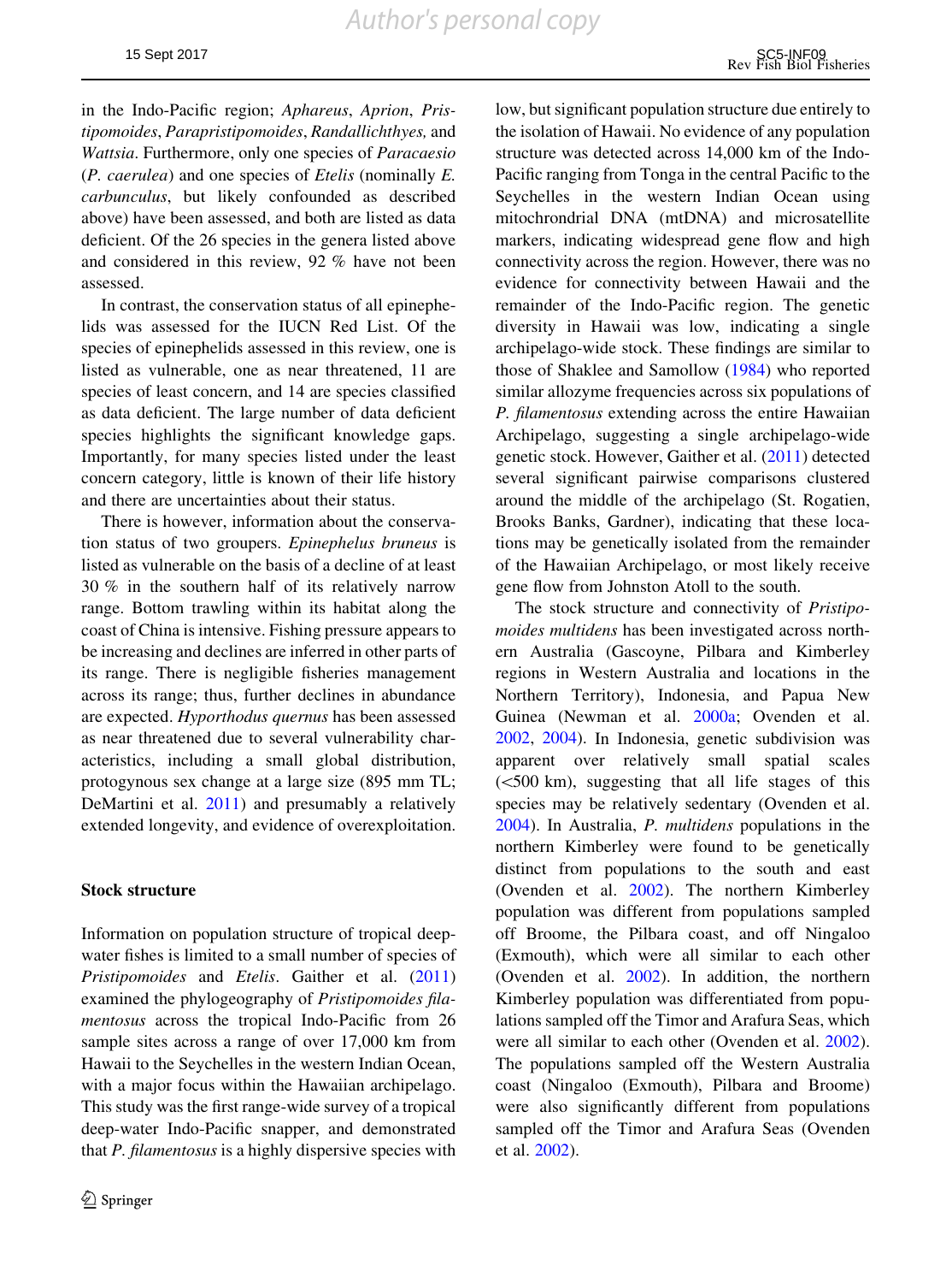in the Indo-Pacific region; *Aphareus*, *Aprion*, *Pristipomoides*, *Parapristipomoides*, *Randallichthyes,* and *Wattsia*. Furthermore, only one species of *Paracaesio* (*P. caerulea*) and one species of *Etelis* (nominally *E. carbunculus*, but likely confounded as described above) have been assessed, and both are listed as data deficient. Of the 26 species in the genera listed above and considered in this review, 92 % have not been assessed.

In contrast, the conservation status of all epinephelids was assessed for the IUCN Red List. Of the species of epinephelids assessed in this review, one is listed as vulnerable, one as near threatened, 11 are species of least concern, and 14 are species classified as data deficient. The large number of data deficient species highlights the significant knowledge gaps. Importantly, for many species listed under the least concern category, little is known of their life history and there are uncertainties about their status.

There is however, information about the conservation status of two groupers. *Epinephelus bruneus* is listed as vulnerable on the basis of a decline of at least 30 % in the southern half of its relatively narrow range. Bottom trawling within its habitat along the coast of China is intensive. Fishing pressure appears to be increasing and declines are inferred in other parts of its range. There is negligible fisheries management across its range; thus, further declines in abundance are expected. *Hyporthodus quernus* has been assessed as near threatened due to several vulnerability characteristics, including a small global distribution, protogynous sex change at a large size (895 mm TL; DeMartini et al. 2011) and presumably a relatively extended longevity, and evidence of overexploitation.

## Stock structure

Information on population structure of tropical deep-water fishes is limited to a small number of species of *Pristipomoides* and *Etelis*. Gaither et al. (2011) examined the phylogeography of *Pristipomoides filamentosus* across the tropical Indo-Pacific from 26 sample sites across a range of over 17,000 km from Hawaii to the Seychelles in the western Indian Ocean, with a major focus within the Hawaiian archipelago. This study was the first range-wide survey of a tropical deep-water Indo-Pacific snapper, and demonstrated that *P. filamentosus* is a highly dispersive species with low, but significant population structure due entirely to the isolation of Hawaii. No evidence of any population structure was detected across 14,000 km of the Indo-Pacific ranging from Tonga in the central Pacific to the Seychelles in the western Indian Ocean using mitochrondrial DNA (mtDNA) and microsatellite markers, indicating widespread gene flow and high connectivity across the region. However, there was no evidence for connectivity between Hawaii and the remainder of the Indo-Pacific region. The genetic diversity in Hawaii was low, indicating a single archipelago-wide stock. These findings are similar to those of Shaklee and Samollow (1984) who reported similar allozyme frequencies across six populations of *P. filamentosus* extending across the entire Hawaiian Archipelago, suggesting a single archipelago-wide genetic stock. However, Gaither et al. (2011) detected several significant pairwise comparisons clustered around the middle of the archipelago (St. Rogatien, Brooks Banks, Gardner), indicating that these locations may be genetically isolated from the remainder of the Hawaiian Archipelago, or most likely receive gene flow from Johnston Atoll to the south.

The stock structure and connectivity of *Pristipomoides multidens* has been investigated across northern Australia (Gascoyne, Pilbara and Kimberley regions in Western Australia and locations in the Northern Territory), Indonesia, and Papua New Guinea (Newman et al. 2000a; Ovenden et al. 2002, 2004). In Indonesia, genetic subdivision was apparent over relatively small spatial scales (<500 km), suggesting that all life stages of this species may be relatively sedentary (Ovenden et al. 2004). In Australia, *P. multidens* populations in the northern Kimberley were found to be genetically distinct from populations to the south and east (Ovenden et al. 2002). The northern Kimberley population was different from populations sampled off Broome, the Pilbara coast, and off Ningaloo (Exmouth), which were all similar to each other (Ovenden et al. 2002). In addition, the northern Kimberley population was differentiated from populations sampled off the Timor and Arafura Seas, which were all similar to each other (Ovenden et al. 2002). The populations sampled off the Western Australia coast (Ningaloo (Exmouth), Pilbara and Broome) were also significantly different from populations sampled off the Timor and Arafura Seas (Ovenden et al. 2002).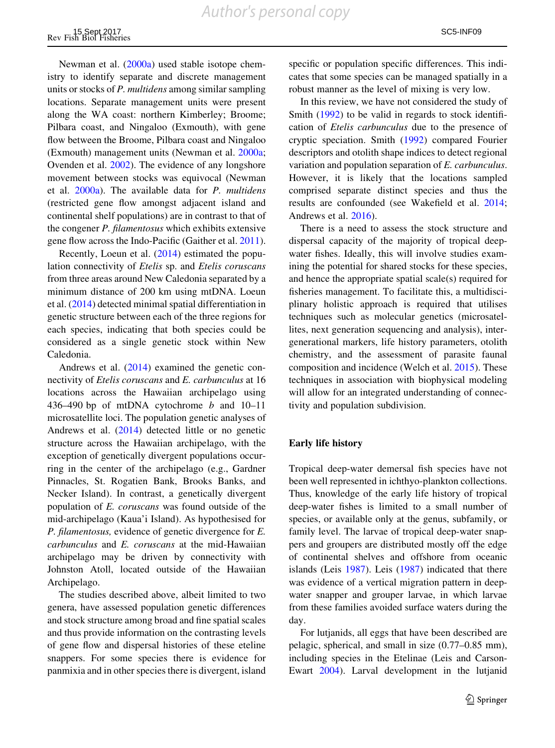Newman et al. (2000a) used stable isotope chemistry to identify separate and discrete management units or stocks of *P. multidens* among similar sampling locations. Separate management units were present along the WA coast: northern Kimberley; Broome; Pilbara coast, and Ningaloo (Exmouth), with gene flow between the Broome, Pilbara coast and Ningaloo (Exmouth) management units (Newman et al. 2000a; Ovenden et al. 2002). The evidence of any longshore movement between stocks was equivocal (Newman et al. 2000a). The available data for *P. multidens* (restricted gene flow amongst adjacent island and continental shelf populations) are in contrast to that of the congener *P. filamentosus* which exhibits extensive gene flow across the Indo-Pacific (Gaither et al. 2011).

Recently, Loeun et al. (2014) estimated the population connectivity of *Etelis* sp. and *Etelis coruscans* from three areas around New Caledonia separated by a minimum distance of 200 km using mtDNA. Loeun et al. (2014) detected minimal spatial differentiation in genetic structure between each of the three regions for each species, indicating that both species could be considered as a single genetic stock within New Caledonia.

Andrews et al. (2014) examined the genetic connectivity of *Etelis coruscans* and *E. carbunculus* at 16 locations across the Hawaiian archipelago using 436–490 bp of mtDNA cytochrome *b* and 10–11 microsatellite loci. The population genetic analyses of Andrews et al. (2014) detected little or no genetic structure across the Hawaiian archipelago, with the exception of genetically divergent populations occurring in the center of the archipelago (e.g., Gardner Pinnacles, St. Rogatien Bank, Brooks Banks, and Necker Island). In contrast, a genetically divergent population of *E. coruscans* was found outside of the mid-archipelago (Kaua'i Island). As hypothesised for *P. filamentosus,* evidence of genetic divergence for *E. carbunculus* and *E. coruscans* at the mid-Hawaiian archipelago may be driven by connectivity with Johnston Atoll, located outside of the Hawaiian Archipelago.

The studies described above, albeit limited to two genera, have assessed population genetic differences and stock structure among broad and fine spatial scales and thus provide information on the contrasting levels of gene flow and dispersal histories of these eteline snappers. For some species there is evidence for panmixia and in other species there is divergent, island specific or population specific differences. This indicates that some species can be managed spatially in a robust manner as the level of mixing is very low.

In this review, we have not considered the study of Smith (1992) to be valid in regards to stock identification of *Etelis carbunculus* due to the presence of cryptic speciation. Smith (1992) compared Fourier descriptors and otolith shape indices to detect regional variation and population separation of *E. carbunculus*. However, it is likely that the locations sampled comprised separate distinct species and thus the results are confounded (see Wakefield et al. 2014; Andrews et al. 2016).

There is a need to assess the stock structure and dispersal capacity of the majority of tropical deep-water fishes. Ideally, this will involve studies examining the potential for shared stocks for these species, and hence the appropriate spatial scale(s) required for fisheries management. To facilitate this, a multidisciplinary holistic approach is required that utilises techniques such as molecular genetics (microsatellites, next generation sequencing and analysis), intergenerational markers, life history parameters, otolith chemistry, and the assessment of parasite faunal composition and incidence (Welch et al. 2015). These techniques in association with biophysical modeling will allow for an integrated understanding of connectivity and population subdivision.

## Early life history

Tropical deep-water demersal fish species have not been well represented in ichthyo-plankton collections. Thus, knowledge of the early life history of tropical deep-water fishes is limited to a small number of species, or available only at the genus, subfamily, or family level. The larvae of tropical deep-water snappers and groupers are distributed mostly off the edge of continental shelves and offshore from oceanic islands (Leis 1987). Leis (1987) indicated that there was evidence of a vertical migration pattern in deep-water snapper and grouper larvae, in which larvae from these families avoided surface waters during the day.

For lutjanids, all eggs that have been described are pelagic, spherical, and small in size (0.77–0.85 mm), including species in the Etelinae (Leis and Carson-Ewart 2004). Larval development in the lutjanid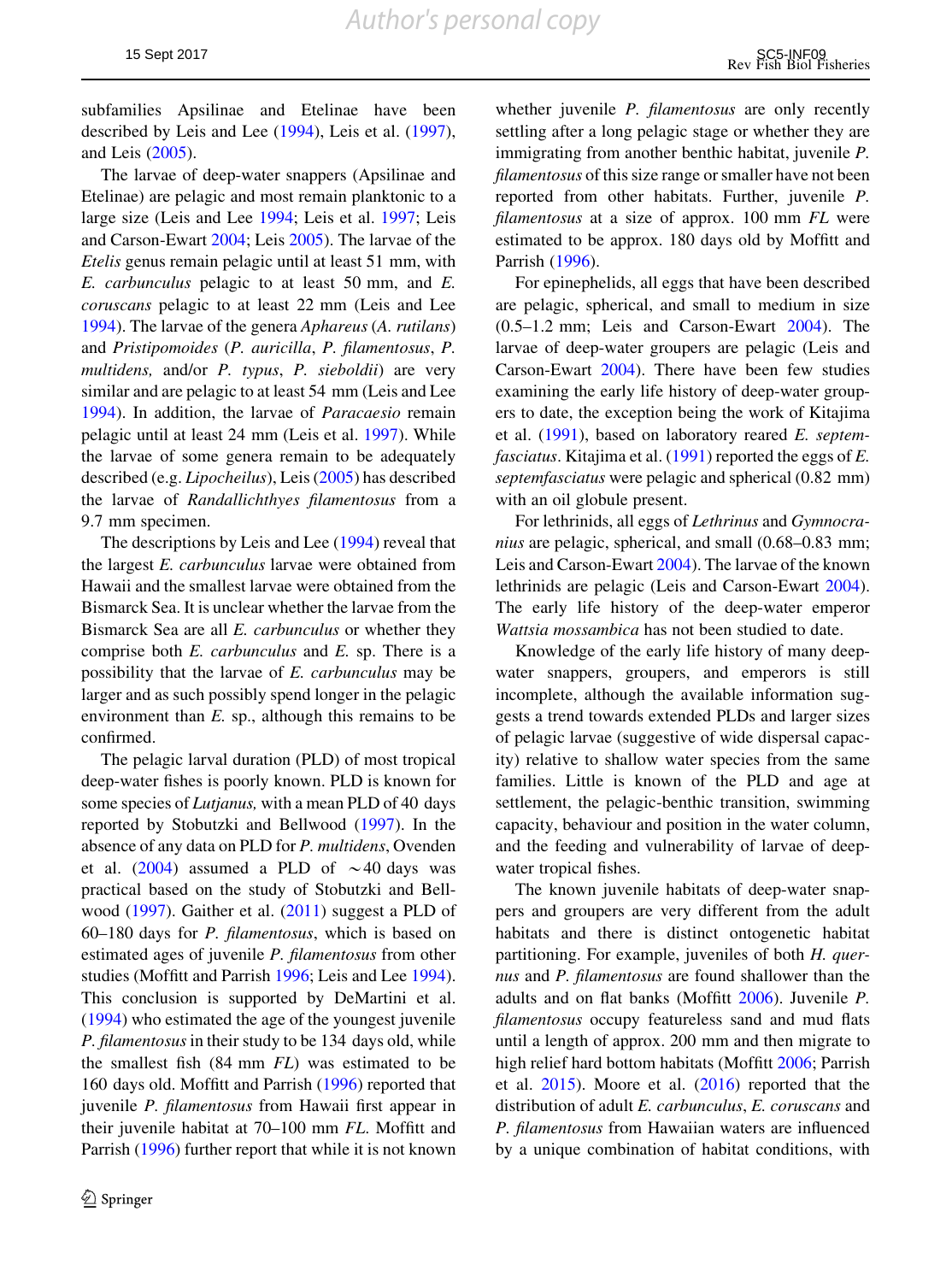subfamilies Apsilinae and Etelinae have been described by Leis and Lee (1994), Leis et al. (1997), and Leis (2005).

The larvae of deep-water snappers (Apsilinae and Etelinae) are pelagic and most remain planktonic to a large size (Leis and Lee 1994; Leis et al. 1997; Leis and Carson-Ewart 2004; Leis 2005). The larvae of the *Etelis* genus remain pelagic until at least 51 mm, with *E. carbunculus* pelagic to at least 50 mm, and *E. coruscans* pelagic to at least 22 mm (Leis and Lee 1994). The larvae of the genera *Aphareus* (*A. rutilans*) and *Pristipomoides* (*P. auricilla*, *P. filamentosus*, *P. multidens,* and/or *P. typus*, *P. sieboldii*) are very similar and are pelagic to at least 54 mm (Leis and Lee 1994). In addition, the larvae of *Paracaesio* remain pelagic until at least 24 mm (Leis et al. 1997). While the larvae of some genera remain to be adequately described (e.g. *Lipocheilus*), Leis (2005) has described the larvae of *Randallichthyes filamentosus* from a 9.7 mm specimen.

The descriptions by Leis and Lee (1994) reveal that the largest *E. carbunculus* larvae were obtained from Hawaii and the smallest larvae were obtained from the Bismarck Sea. It is unclear whether the larvae from the Bismarck Sea are all *E. carbunculus* or whether they comprise both *E. carbunculus* and *E.* sp. There is a possibility that the larvae of *E. carbunculus* may be larger and as such possibly spend longer in the pelagic environment than *E.* sp., although this remains to be confirmed.

The pelagic larval duration (PLD) of most tropical deep-water fishes is poorly known. PLD is known for some species of *Lutjanus,* with a mean PLD of 40 days reported by Stobutzki and Bellwood (1997). In the absence of any data on PLD for *P. multidens*, Ovenden et al. (2004) assumed a PLD of ~40 days was practical based on the study of Stobutzki and Bellwood (1997). Gaither et al. (2011) suggest a PLD of 60–180 days for *P. filamentosus*, which is based on estimated ages of juvenile *P. filamentosus* from other studies (Moffitt and Parrish 1996; Leis and Lee 1994). This conclusion is supported by DeMartini et al. (1994) who estimated the age of the youngest juvenile *P. filamentosus* in their study to be 134 days old, while the smallest fish (84 mm *FL*) was estimated to be 160 days old. Moffitt and Parrish (1996) reported that juvenile *P. filamentosus* from Hawaii first appear in their juvenile habitat at 70–100 mm *FL*. Moffitt and Parrish (1996) further report that while it is not known whether juvenile *P. filamentosus* are only recently settling after a long pelagic stage or whether they are immigrating from another benthic habitat, juvenile *P. filamentosus* of this size range or smaller have not been reported from other habitats. Further, juvenile *P. filamentosus* at a size of approx. 100 mm *FL* were estimated to be approx. 180 days old by Moffitt and Parrish (1996).

For epinephelids, all eggs that have been described are pelagic, spherical, and small to medium in size (0.5–1.2 mm; Leis and Carson-Ewart 2004). The larvae of deep-water groupers are pelagic (Leis and Carson-Ewart 2004). There have been few studies examining the early life history of deep-water groupers to date, the exception being the work of Kitajima et al. (1991), based on laboratory reared *E. septemfasciatus*. Kitajima et al. (1991) reported the eggs of *E. septemfasciatus* were pelagic and spherical (0.82 mm) with an oil globule present.

For lethrinids, all eggs of *Lethrinus* and *Gymnocranius* are pelagic, spherical, and small (0.68–0.83 mm; Leis and Carson-Ewart 2004). The larvae of the known lethrinids are pelagic (Leis and Carson-Ewart 2004). The early life history of the deep-water emperor *Wattsia mossambica* has not been studied to date.

Knowledge of the early life history of many deep-water snappers, groupers, and emperors is still incomplete, although the available information suggests a trend towards extended PLDs and larger sizes of pelagic larvae (suggestive of wide dispersal capacity) relative to shallow water species from the same families. Little is known of the PLD and age at settlement, the pelagic-benthic transition, swimming capacity, behaviour and position in the water column, and the feeding and vulnerability of larvae of deep-water tropical fishes.

The known juvenile habitats of deep-water snappers and groupers are very different from the adult habitats and there is distinct ontogenetic habitat partitioning. For example, juveniles of both *H. quernus* and *P. filamentosus* are found shallower than the adults and on flat banks (Moffitt 2006). Juvenile *P. filamentosus* occupy featureless sand and mud flats until a length of approx. 200 mm and then migrate to high relief hard bottom habitats (Moffitt 2006; Parrish et al. 2015). Moore et al. (2016) reported that the distribution of adult *E. carbunculus*, *E. coruscans* and *P. filamentosus* from Hawaiian waters are influenced by a unique combination of habitat conditions, with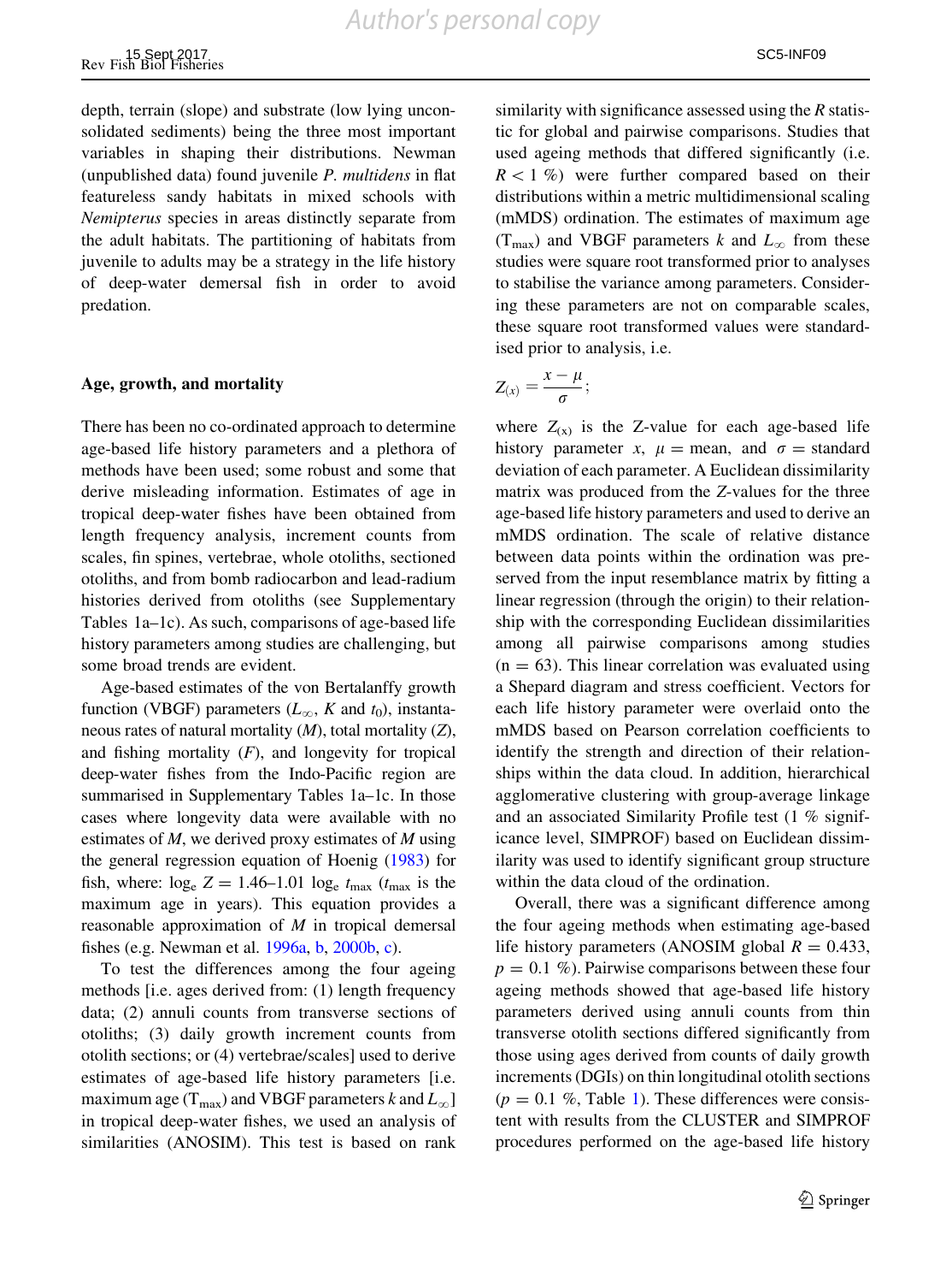depth, terrain (slope) and substrate (low lying unconsolidated sediments) being the three most important variables in shaping their distributions. Newman (unpublished data) found juvenile *P. multidens* in flat featureless sandy habitats in mixed schools with *Nemipterus* species in areas distinctly separate from the adult habitats. The partitioning of habitats from juvenile to adults may be a strategy in the life history of deep-water demersal fish in order to avoid predation.

## Age, growth, and mortality

There has been no co-ordinated approach to determine age-based life history parameters and a plethora of methods have been used; some robust and some that derive misleading information. Estimates of age in tropical deep-water fishes have been obtained from length frequency analysis, increment counts from scales, fin spines, vertebrae, whole otoliths, sectioned otoliths, and from bomb radiocarbon and lead-radium histories derived from otoliths (see Supplementary Tables 1a–1c). As such, comparisons of age-based life history parameters among studies are challenging, but some broad trends are evident.

Age-based estimates of the von Bertalanffy growth function (VBGF) parameters ($L_\infty$, $K$ and $t_0$), instantaneous rates of natural mortality ($M$), total mortality ($Z$), and fishing mortality ($F$), and longevity for tropical deep-water fishes from the Indo-Pacific region are summarised in Supplementary Tables 1a–1c. In those cases where longevity data were available with no estimates of $M$, we derived proxy estimates of $M$ using the general regression equation of Hoenig (1983) for fish, where: $\log_e Z = 1.46–1.01 \log_e t_{max}$ ($t_{max}$ is the maximum age in years). This equation provides a reasonable approximation of $M$ in tropical demersal fishes (e.g. Newman et al. 1996a, b, 2000b, c).

To test the differences among the four ageing methods [i.e. ages derived from: (1) length frequency data; (2) annuli counts from transverse sections of otoliths; (3) daily growth increment counts from otolith sections; or (4) vertebrae/scales] used to derive estimates of age-based life history parameters [i.e. maximum age ($T_{max}$) and VBGF parameters $k$ and $L_\infty$] in tropical deep-water fishes, we used an analysis of similarities (ANOSIM). This test is based on rank similarity with significance assessed using the $R$ statistic for global and pairwise comparisons. Studies that used ageing methods that differed significantly (i.e. $R < 1\ \%$) were further compared based on their distributions within a metric multidimensional scaling (mMDS) ordination. The estimates of maximum age ($T_{max}$) and VBGF parameters $k$ and $L_\infty$ from these studies were square root transformed prior to analyses to stabilise the variance among parameters. Considering these parameters are not on comparable scales, these square root transformed values were standardised prior to analysis, i.e.

$$Z_{(x)} = \frac{x - \mu}{\sigma};$$

where $Z_{(x)}$ is the Z-value for each age-based life history parameter $x$, $\mu$ = mean, and $\sigma$ = standard deviation of each parameter. A Euclidean dissimilarity matrix was produced from the $Z$-values for the three age-based life history parameters and used to derive an mMDS ordination. The scale of relative distance between data points within the ordination was preserved from the input resemblance matrix by fitting a linear regression (through the origin) to their relationship with the corresponding Euclidean dissimilarities among all pairwise comparisons among studies ($n = 63$). This linear correlation was evaluated using a Shepard diagram and stress coefficient. Vectors for each life history parameter were overlaid onto the mMDS based on Pearson correlation coefficients to identify the strength and direction of their relationships within the data cloud. In addition, hierarchical agglomerative clustering with group-average linkage and an associated Similarity Profile test (1 % significance level, SIMPROF) based on Euclidean dissimilarity was used to identify significant group structure within the data cloud of the ordination.

Overall, there was a significant difference among the four ageing methods when estimating age-based life history parameters (ANOSIM global $R = 0.433$, $p = 0.1\ \%$). Pairwise comparisons between these four ageing methods showed that age-based life history parameters derived using annuli counts from thin transverse otolith sections differed significantly from those using ages derived from counts of daily growth increments (DGIs) on thin longitudinal otolith sections ($p = 0.1\ \%$, Table 1). These differences were consistent with results from the CLUSTER and SIMPROF procedures performed on the age-based life history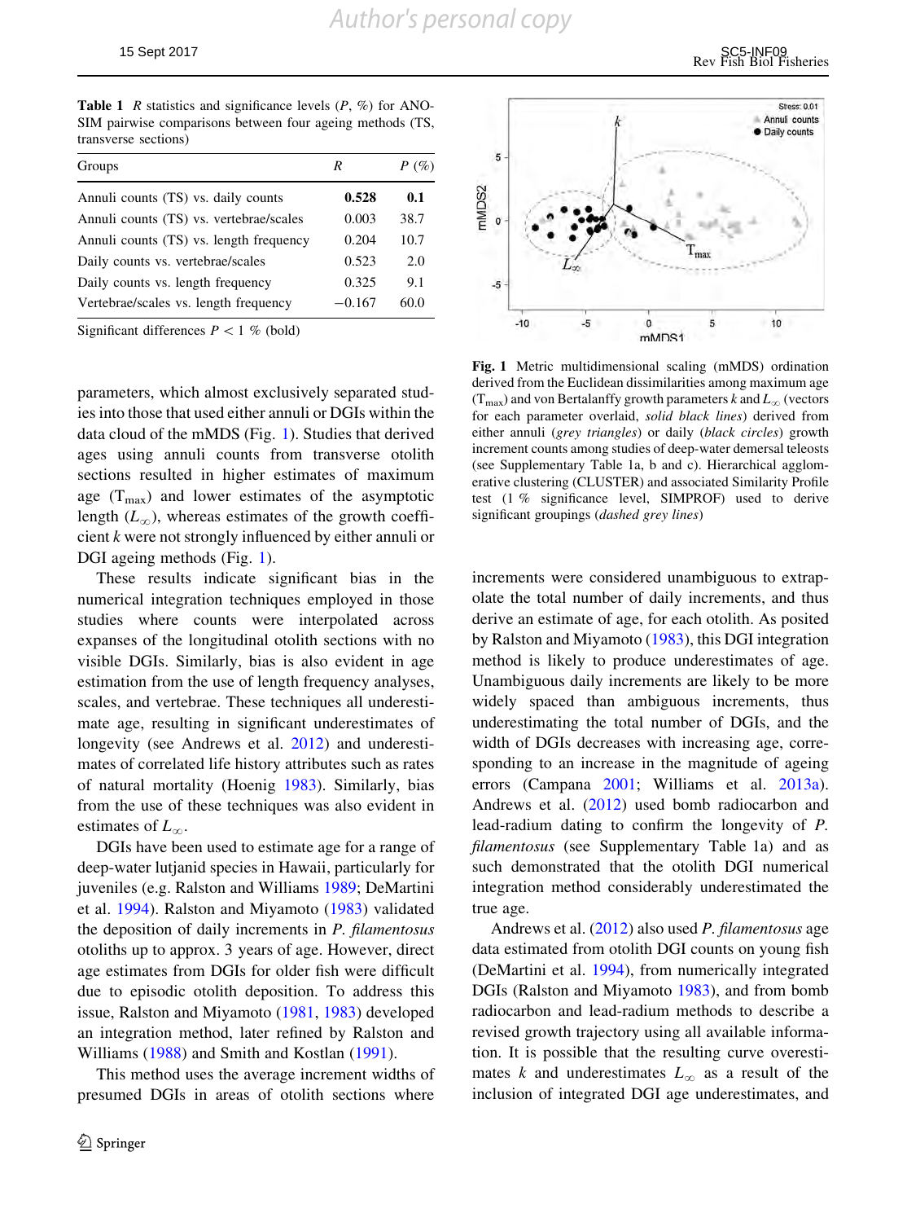**Table 1** *R* statistics and significance levels (*P*, %) for ANOSIM pairwise comparisons between four ageing methods (TS, transverse sections)

| Groups | *R* | *P* (%) |
|---|---|---|
| Annuli counts (TS) vs. daily counts | **0.528** | **0.1** |
| Annuli counts (TS) vs. vertebrae/scales | 0.003 | 38.7 |
| Annuli counts (TS) vs. length frequency | 0.204 | 10.7 |
| Daily counts vs. vertebrae/scales | 0.523 | 2.0 |
| Daily counts vs. length frequency | 0.325 | 9.1 |
| Vertebrae/scales vs. length frequency | −0.167 | 60.0 |

Significant differences $P < 1$ % (bold)

parameters, which almost exclusively separated studies into those that used either annuli or DGIs within the data cloud of the mMDS (Fig. 1). Studies that derived ages using annuli counts from transverse otolith sections resulted in higher estimates of maximum age ($T_{max}$) and lower estimates of the asymptotic length ($L_{\infty}$), whereas estimates of the growth coefficient *k* were not strongly influenced by either annuli or DGI ageing methods (Fig. 1).

These results indicate significant bias in the numerical integration techniques employed in those studies where counts were interpolated across expanses of the longitudinal otolith sections with no visible DGIs. Similarly, bias is also evident in age estimation from the use of length frequency analyses, scales, and vertebrae. These techniques all underestimate age, resulting in significant underestimates of longevity (see Andrews et al. 2012) and underestimates of correlated life history attributes such as rates of natural mortality (Hoenig 1983). Similarly, bias from the use of these techniques was also evident in estimates of $L_{\infty}$.

DGIs have been used to estimate age for a range of deep-water lutjanid species in Hawaii, particularly for juveniles (e.g. Ralston and Williams 1989; DeMartini et al. 1994). Ralston and Miyamoto (1983) validated the deposition of daily increments in *P. filamentosus* otoliths up to approx. 3 years of age. However, direct age estimates from DGIs for older fish were difficult due to episodic otolith deposition. To address this issue, Ralston and Miyamoto (1981, 1983) developed an integration method, later refined by Ralston and Williams (1988) and Smith and Kostlan (1991).

This method uses the average increment widths of presumed DGIs in areas of otolith sections where increments were considered unambiguous to extrapolate the total number of daily increments, and thus derive an estimate of age, for each otolith. As posited by Ralston and Miyamoto (1983), this DGI integration method is likely to produce underestimates of age. Unambiguous daily increments are likely to be more widely spaced than ambiguous increments, thus underestimating the total number of DGIs, and the width of DGIs decreases with increasing age, corresponding to an increase in the magnitude of ageing errors (Campana 2001; Williams et al. 2013a). Andrews et al. (2012) used bomb radiocarbon and lead-radium dating to confirm the longevity of *P. filamentosus* (see Supplementary Table 1a) and as such demonstrated that the otolith DGI numerical integration method considerably underestimated the true age.

Andrews et al. (2012) also used *P. filamentosus* age data estimated from otolith DGI counts on young fish (DeMartini et al. 1994), from numerically integrated DGIs (Ralston and Miyamoto 1983), and from bomb radiocarbon and lead-radium methods to describe a revised growth trajectory using all available information. It is possible that the resulting curve overestimates *k* and underestimates $L_{\infty}$ as a result of the inclusion of integrated DGI age underestimates, and

**Fig. 1** Metric multidimensional scaling (mMDS) ordination derived from the Euclidean dissimilarities among maximum age ($T_{max}$) and von Bertalanffy growth parameters *k* and $L_{\infty}$ (vectors for each parameter overlaid, *solid black lines*) derived from either annuli (*grey triangles*) or daily (*black circles*) growth increment counts among studies of deep-water demersal teleosts (see Supplementary Table 1a, b and c). Hierarchical agglomerative clustering (CLUSTER) and associated Similarity Profile test (1 % significance level, SIMPROF) used to derive significant groupings (*dashed grey lines*)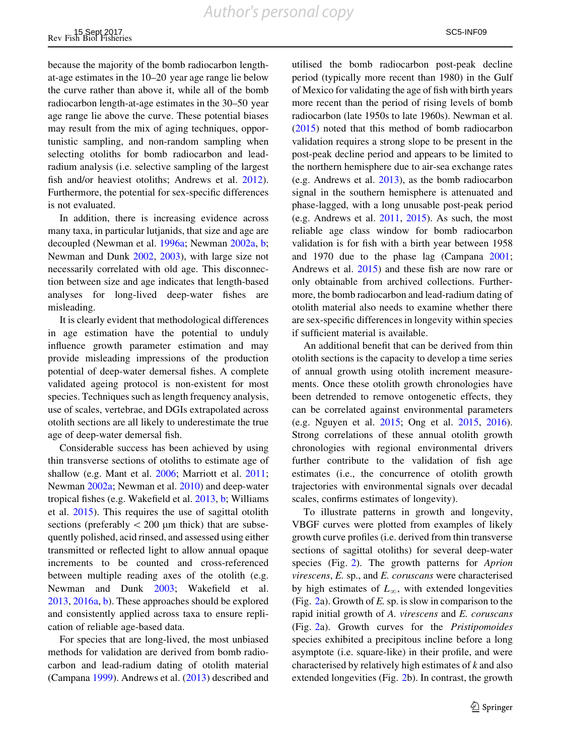because the majority of the bomb radiocarbon length-at-age estimates in the 10–20 year age range lie below the curve rather than above it, while all of the bomb radiocarbon length-at-age estimates in the 30–50 year age range lie above the curve. These potential biases may result from the mix of aging techniques, opportunistic sampling, and non-random sampling when selecting otoliths for bomb radiocarbon and lead-radium analysis (i.e. selective sampling of the largest fish and/or heaviest otoliths; Andrews et al. 2012). Furthermore, the potential for sex-specific differences is not evaluated.

In addition, there is increasing evidence across many taxa, in particular lutjanids, that size and age are decoupled (Newman et al. 1996a, b; Newman 2002a, b; Newman and Dunk 2002, 2003), with large size not necessarily correlated with old age. This disconnection between size and age indicates that length-based analyses for long-lived deep-water fishes are misleading.

It is clearly evident that methodological differences in age estimation have the potential to unduly influence growth parameter estimation and may provide misleading impressions of the production potential of deep-water demersal fishes. A complete validated ageing protocol is non-existent for most species. Techniques such as length frequency analysis, use of scales, vertebrae, and DGIs extrapolated across otolith sections are all likely to underestimate the true age of deep-water demersal fish.

Considerable success has been achieved by using thin transverse sections of otoliths to estimate age of shallow (e.g. Mant et al. 2006; Marriott et al. 2011; Newman 2002a; Newman et al. 2010) and deep-water tropical fishes (e.g. Wakefield et al. 2013, b; Williams et al. 2015). This requires the use of sagittal otolith sections (preferably < 200 µm thick) that are subsequently polished, acid rinsed, and assessed using either transmitted or reflected light to allow annual opaque increments to be counted and cross-referenced between multiple reading axes of the otolith (e.g. Newman and Dunk 2003; Wakefield et al. 2013, 2016a, b). These approaches should be explored and consistently applied across taxa to ensure replication of reliable age-based data.

For species that are long-lived, the most unbiased methods for validation are derived from bomb radiocarbon and lead-radium dating of otolith material (Campana 1999). Andrews et al. (2013) described and utilised the bomb radiocarbon post-peak decline period (typically more recent than 1980) in the Gulf of Mexico for validating the age of fish with birth years more recent than the period of rising levels of bomb radiocarbon (late 1950s to late 1960s). Newman et al. (2015) noted that this method of bomb radiocarbon validation requires a strong slope to be present in the post-peak decline period and appears to be limited to the northern hemisphere due to air-sea exchange rates (e.g. Andrews et al. 2013), as the bomb radiocarbon signal in the southern hemisphere is attenuated and phase-lagged, with a long unusable post-peak period (e.g. Andrews et al. 2011, 2015). As such, the most reliable age class window for bomb radiocarbon validation is for fish with a birth year between 1958 and 1970 due to the phase lag (Campana 2001; Andrews et al. 2015) and these fish are now rare or only obtainable from archived collections. Furthermore, the bomb radiocarbon and lead-radium dating of otolith material also needs to examine whether there are sex-specific differences in longevity within species if sufficient material is available.

An additional benefit that can be derived from thin otolith sections is the capacity to develop a time series of annual growth using otolith increment measurements. Once these otolith growth chronologies have been detrended to remove ontogenetic effects, they can be correlated against environmental parameters (e.g. Nguyen et al. 2015; Ong et al. 2015, 2016). Strong correlations of these annual otolith growth chronologies with regional environmental drivers further contribute to the validation of fish age estimates (i.e., the concurrence of otolith growth trajectories with environmental signals over decadal scales, confirms estimates of longevity).

To illustrate patterns in growth and longevity, VBGF curves were plotted from examples of likely growth curve profiles (i.e. derived from thin transverse sections of sagittal otoliths) for several deep-water species (Fig. 2). The growth patterns for *Aprion virescens*, *E.* sp., and *E. coruscans* were characterised by high estimates of $L_{\infty}$, with extended longevities (Fig. 2a). Growth of *E.* sp. is slow in comparison to the rapid initial growth of *A. virescens* and *E. coruscans* (Fig. 2a). Growth curves for the *Pristipomoides* species exhibited a precipitous incline before a long asymptote (i.e. square-like) in their profile, and were characterised by relatively high estimates of $k$ and also extended longevities (Fig. 2b). In contrast, the growth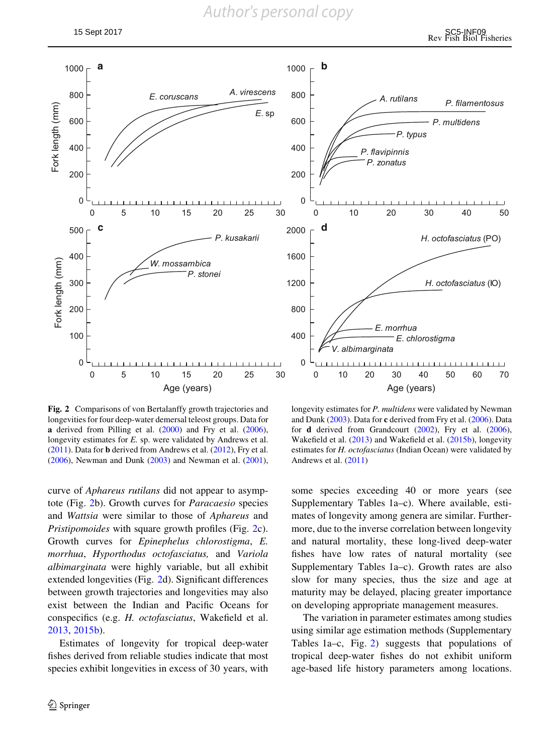Fig. 2 Comparisons of von Bertalanffy growth trajectories and longevities for four deep-water demersal teleost groups. Data for **a** derived from Pilling et al. (2000) and Fry et al. (2006), longevity estimates for *E.* sp. were validated by Andrews et al. (2011). Data for **b** derived from Andrews et al. (2012), Fry et al. (2006), Newman and Dunk (2003) and Newman et al. (2001), longevity estimates for *P. multidens* were validated by Newman and Dunk (2003). Data for **c** derived from Fry et al. (2006). Data for **d** derived from Grandcourt (2002), Fry et al. (2006), Wakefield et al. (2013) and Wakefield et al. (2015b), longevity estimates for *H. octofasciatus* (Indian Ocean) were validated by Andrews et al. (2011)

curve of *Aphareus rutilans* did not appear to asymptote (Fig. 2b). Growth curves for *Paracaesio* species and *Wattsia* were similar to those of *Aphareus* and *Pristipomoides* with square growth profiles (Fig. 2c). Growth curves for *Epinephelus chlorostigma*, *E. morrhua*, *Hyporthodus octofasciatus,* and *Variola albimarginata* were highly variable, but all exhibit extended longevities (Fig. 2d). Significant differences between growth trajectories and longevities may also exist between the Indian and Pacific Oceans for conspecifics (e.g. *H. octofasciatus*, Wakefield et al. 2013, 2015b).

Estimates of longevity for tropical deep-water fishes derived from reliable studies indicate that most species exhibit longevities in excess of 30 years, with some species exceeding 40 or more years (see Supplementary Tables 1a–c). Where available, estimates of longevity among genera are similar. Furthermore, due to the inverse correlation between longevity and natural mortality, these long-lived deep-water fishes have low rates of natural mortality (see Supplementary Tables 1a–c). Growth rates are also slow for many species, thus the size and age at maturity may be delayed, placing greater importance on developing appropriate management measures.

The variation in parameter estimates among studies using similar age estimation methods (Supplementary Tables 1a–c, Fig. 2) suggests that populations of tropical deep-water fishes do not exhibit uniform age-based life history parameters among locations.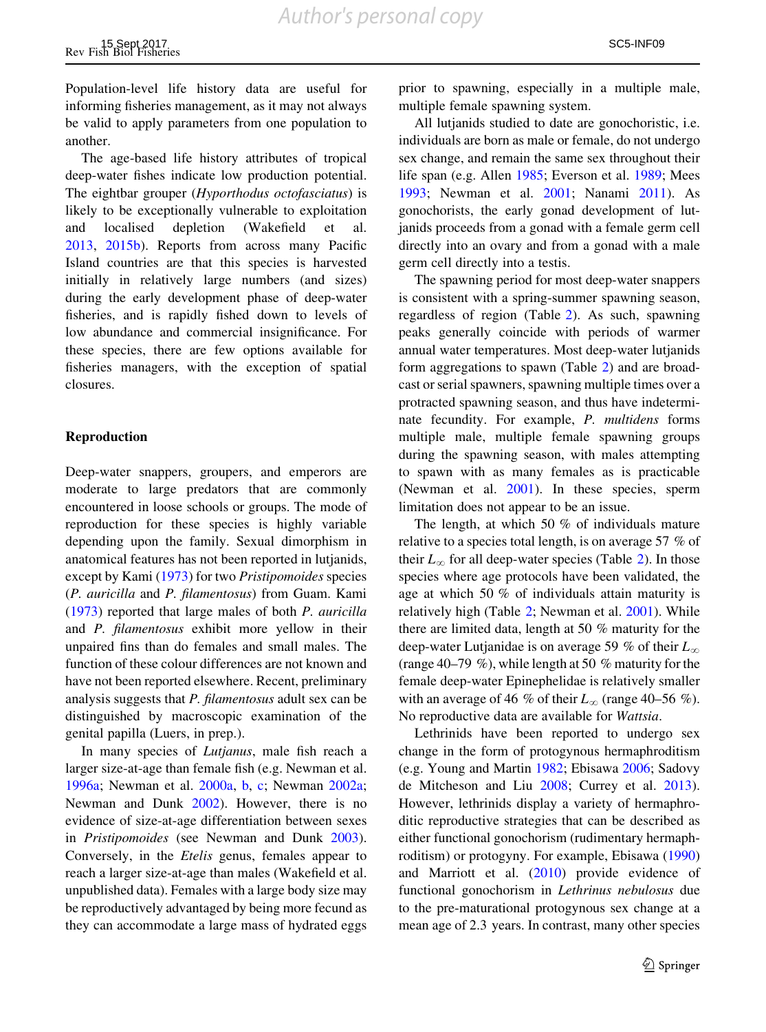Population-level life history data are useful for informing fisheries management, as it may not always be valid to apply parameters from one population to another.

The age-based life history attributes of tropical deep-water fishes indicate low production potential. The eightbar grouper (*Hyporthodus octofasciatus*) is likely to be exceptionally vulnerable to exploitation and localised depletion (Wakefield et al. 2013, 2015b). Reports from across many Pacific Island countries are that this species is harvested initially in relatively large numbers (and sizes) during the early development phase of deep-water fisheries, and is rapidly fished down to levels of low abundance and commercial insignificance. For these species, there are few options available for fisheries managers, with the exception of spatial closures.

## Reproduction

Deep-water snappers, groupers, and emperors are moderate to large predators that are commonly encountered in loose schools or groups. The mode of reproduction for these species is highly variable depending upon the family. Sexual dimorphism in anatomical features has not been reported in lutjanids, except by Kami (1973) for two *Pristipomoides* species (*P. auricilla* and *P. filamentosus*) from Guam. Kami (1973) reported that large males of both *P. auricilla* and *P. filamentosus* exhibit more yellow in their unpaired fins than do females and small males. The function of these colour differences are not known and have not been reported elsewhere. Recent, preliminary analysis suggests that *P. filamentosus* adult sex can be distinguished by macroscopic examination of the genital papilla (Luers, in prep.).

In many species of *Lutjanus*, male fish reach a larger size-at-age than female fish (e.g. Newman et al. 1996a; Newman et al. 2000a, b, c; Newman 2002a; Newman and Dunk 2002). However, there is no evidence of size-at-age differentiation between sexes in *Pristipomoides* (see Newman and Dunk 2003). Conversely, in the *Etelis* genus, females appear to reach a larger size-at-age than males (Wakefield et al. unpublished data). Females with a large body size may be reproductively advantaged by being more fecund as they can accommodate a large mass of hydrated eggs prior to spawning, especially in a multiple male, multiple female spawning system.

All lutjanids studied to date are gonochoristic, i.e. individuals are born as male or female, do not undergo sex change, and remain the same sex throughout their life span (e.g. Allen 1985; Everson et al. 1989; Mees 1993; Newman et al. 2001; Nanami 2011). As gonochorists, the early gonad development of lutjanids proceeds from a gonad with a female germ cell directly into an ovary and from a gonad with a male germ cell directly into a testis.

The spawning period for most deep-water snappers is consistent with a spring-summer spawning season, regardless of region (Table 2). As such, spawning peaks generally coincide with periods of warmer annual water temperatures. Most deep-water lutjanids form aggregations to spawn (Table 2) and are broadcast or serial spawners, spawning multiple times over a protracted spawning season, and thus have indeterminate fecundity. For example, *P. multidens* forms multiple male, multiple female spawning groups during the spawning season, with males attempting to spawn with as many females as is practicable (Newman et al. 2001). In these species, sperm limitation does not appear to be an issue.

The length, at which 50 % of individuals mature relative to a species total length, is on average 57 % of their $L_\infty$ for all deep-water species (Table 2). In those species where age protocols have been validated, the age at which 50 % of individuals attain maturity is relatively high (Table 2; Newman et al. 2001). While there are limited data, length at 50 % maturity for the deep-water Lutjanidae is on average 59 % of their $L_\infty$ (range 40–79 %), while length at 50 % maturity for the female deep-water Epinephelidae is relatively smaller with an average of 46 % of their $L_\infty$ (range 40–56 %). No reproductive data are available for *Wattsia*.

Lethrinids have been reported to undergo sex change in the form of protogynous hermaphroditism (e.g. Young and Martin 1982; Ebisawa 2006; Sadovy de Mitcheson and Liu 2008; Currey et al. 2013). However, lethrinids display a variety of hermaphroditic reproductive strategies that can be described as either functional gonochorism (rudimentary hermaphroditism) or protogyny. For example, Ebisawa (1990) and Marriott et al. (2010) provide evidence of functional gonochorism in *Lethrinus nebulosus* due to the pre-maturational protogynous sex change at a mean age of 2.3 years. In contrast, many other species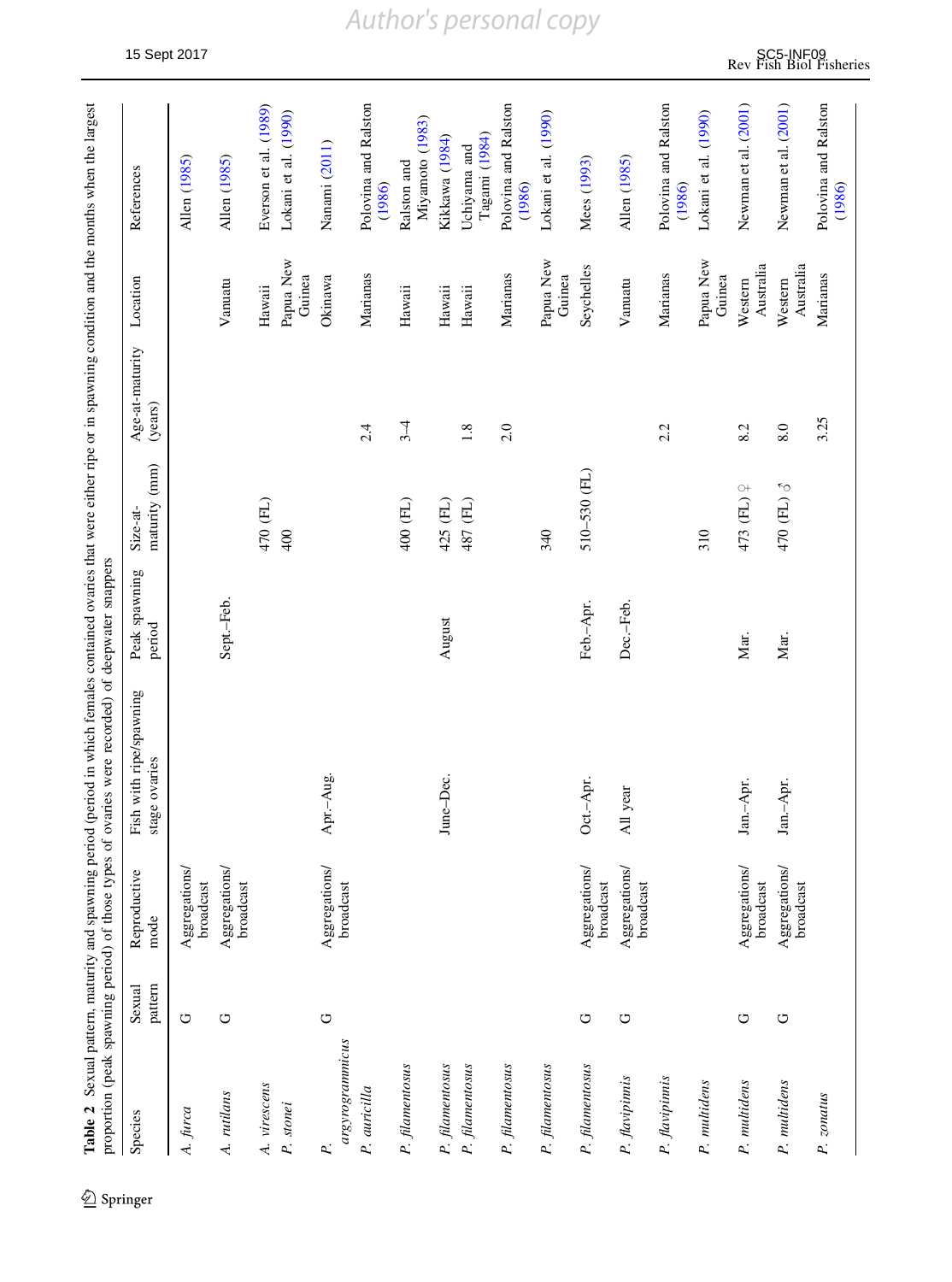**Table 2** Sexual pattern, maturity and spawning period (period in which females contained ovaries that were either ripe or in spawning condition and the months when the largest proportion (peak spawning period) of those types of ovaries were recorded) of deepwater snappers

| Species | Sexual pattern | Reproductive mode | Fish with ripe/spawning stage ovaries | Peak spawning period | Size-at-maturity (mm) | Age-at-maturity (years) | Location | References |
|---|---|---|---|---|---|---|---|---|
| *A. furca* | G | Aggregations/broadcast | | | | | | Allen (1985) |
| *A. rutilans* | G | Aggregations/broadcast | | Sept.–Feb. | | | Vanuatu | Allen (1985) |
| *A. virescens* | | | | | 470 (FL) | | Hawaii | Everson et al. (1989) |
| *P. stonei* | | | | | 400 | | Papua New Guinea | Lokani et al. (1990) |
| *P. argyrogrammicus* | G | Aggregations/broadcast | Apr.–Aug. | | | | Okinawa | Nanami (2011) |
| *P. auricilla* | | | | | | 2.4 | Marianas | Polovina and Ralston (1986) |
| *P. filamentosus* | | | | | 400 (FL) | 3–4 | Hawaii | Ralston and Miyamoto (1983) |
| *P. filamentosus* | | | June–Dec. | August | 425 (FL) | | Hawaii | Kikkawa (1984) |
| *P. filamentosus* | | | | | 487 (FL) | 1.8 | Hawaii | Uchiyama and Tagami (1984) |
| *P. filamentosus* | | | | | | 2.0 | Marianas | Polovina and Ralston (1986) |
| *P. filamentosus* | | | | | 340 | | Papua New Guinea | Lokani et al. (1990) |
| *P. filamentosus* | G | Aggregations/broadcast | Oct.–Apr. | Feb.–Apr. | 510–530 (FL) | | Seychelles | Mees (1993) |
| *P. flavipinnis* | G | Aggregations/broadcast | All year | Dec.–Feb. | | | Vanuatu | Allen (1985) |
| *P. flavipinnis* | | | | | | 2.2 | Marianas | Polovina and Ralston (1986) |
| *P. multidens* | | | | | 310 | | Papua New Guinea | Lokani et al. (1990) |
| *P. multidens* | G | Aggregations/broadcast | Jan.–Apr. | Mar. | 473 (FL) ♀ | 8.2 | Western Australia | Newman et al. (2001) |
| *P. multidens* | G | Aggregations/broadcast | Jan.–Apr. | Mar. | 470 (FL) ♂ | 8.0 | Western Australia | Newman et al. (2001) |
| *P. zonatus* | | | | | | 3.25 | Marianas | Polovina and Ralston (1986) |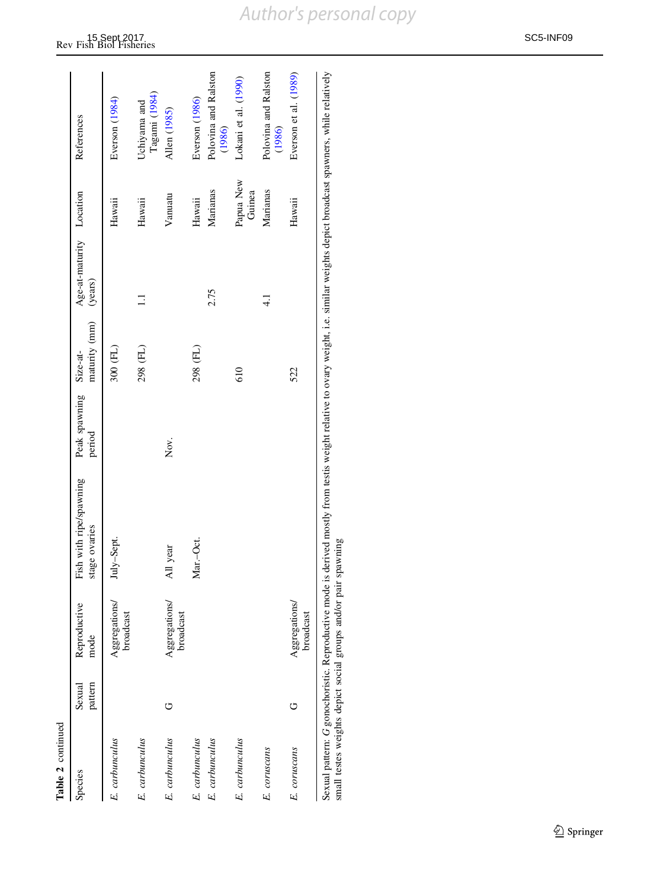**Table 2** continued

| Species | Sexual pattern | Reproductive mode | Fish with ripe/spawning stage ovaries | Peak spawning period | Size-at-maturity (mm) | Age-at-maturity (years) | Location | References |
|---|---|---|---|---|---|---|---|---|
| *E. carbunculus* | | Aggregations/ broadcast | July–Sept. | | 300 (FL) | | Hawaii | Everson (1984) |
| *E. carbunculus* | | | | | 298 (FL) | 1.1 | Hawaii | Uchiyama and Tagami (1984) |
| *E. carbunculus* | G | Aggregations/ broadcast | All year | Nov. | | | Vanuatu | Allen (1985) |
| *E. carbunculus* | | | Mar.–Oct. | | 298 (FL) | | Hawaii | Everson (1986) |
| *E. carbunculus* | | | | | | 2.75 | Marianas | Polovina and Ralston (1986) |
| *E. carbunculus* | | | | | 610 | | Papua New Guinea | Lokani et al. (1990) |
| *E. coruscans* | | | | | | 4.1 | Marianas | Polovina and Ralston (1986) |
| *E. coruscans* | G | Aggregations/ broadcast | | | 522 | | Hawaii | Everson et al. (1989) |

Sexual pattern: *G* gonochoristic. Reproductive mode is derived mostly from testis weight relative to ovary weight, i.e. similar weights depict broadcast spawners, while relatively small testes weights depict social groups and/or pair spawning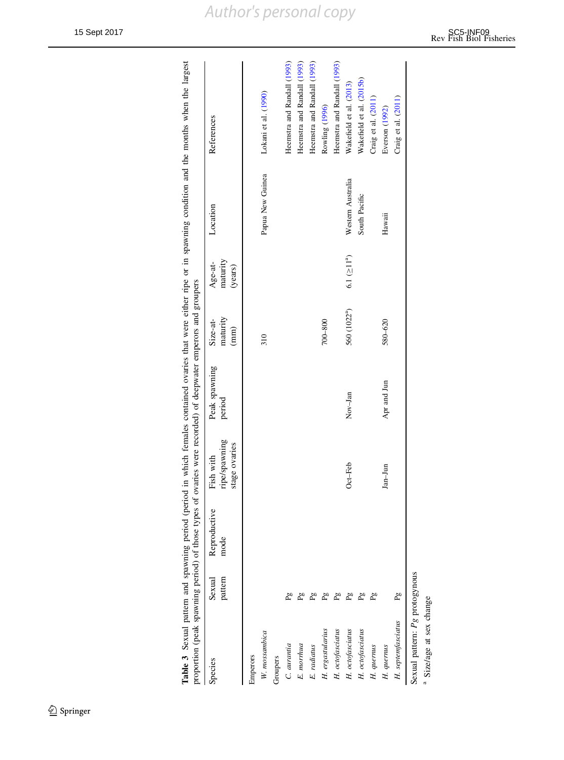**Table 3** Sexual pattern and spawning period (period in which females contained ovaries that were either ripe or in spawning condition and the months when the largest proportion (peak spawning period) of those types of ovaries were recorded) of deepwater emperors and groupers

| Species | Sexual pattern | Reproductive mode | Fish with ripe/spawning stage ovaries | Peak spawning period | Size-at-maturity (mm) | Age-at-maturity (years) | Location | References |
|---|---|---|---|---|---|---|---|---|
| Emperors | | | | | | | | |
| *W. mossambica* | | | | | 310 | | Papua New Guinea | Lokani et al. (1990) |
| Groupers | | | | | | | | |
| *C. aurantia* | Pg | | | | | | | Heemstra and Randall (1993) |
| *E. morrhua* | Pg | | | | | | | Heemstra and Randall (1993) |
| *E. radiatus* | Pg | | | | | | | Heemstra and Randall (1993) |
| *H. ergastularius* | Pg | | | | 700–800 | | | Rowling (1996) |
| *H. octofasciatus* | Pg | | | | | | | Heemstra and Randall (1993) |
| *H. octofasciatus* | Pg | | Oct–Feb | Nov–Jan | 560 (1022[a]) | 6.1 (≥11[a]) | Western Australia | Wakefield et al. (2013) |
| *H. octofasciatus* | Pg | | | | | | South Pacific | Wakefield et al. (2015b) |
| *H. quernus* | Pg | | | | | | | Craig et al. (2011) |
| *H. quernus* | | | Jan–Jun | Apr and Jun | 580–620 | | Hawaii | Everson (1992) |
| *H. septemfasciatus* | Pg | | | | | | | Craig et al. (2011) |

Sexual pattern: *Pg* protogynous

[a] Size/age at sex change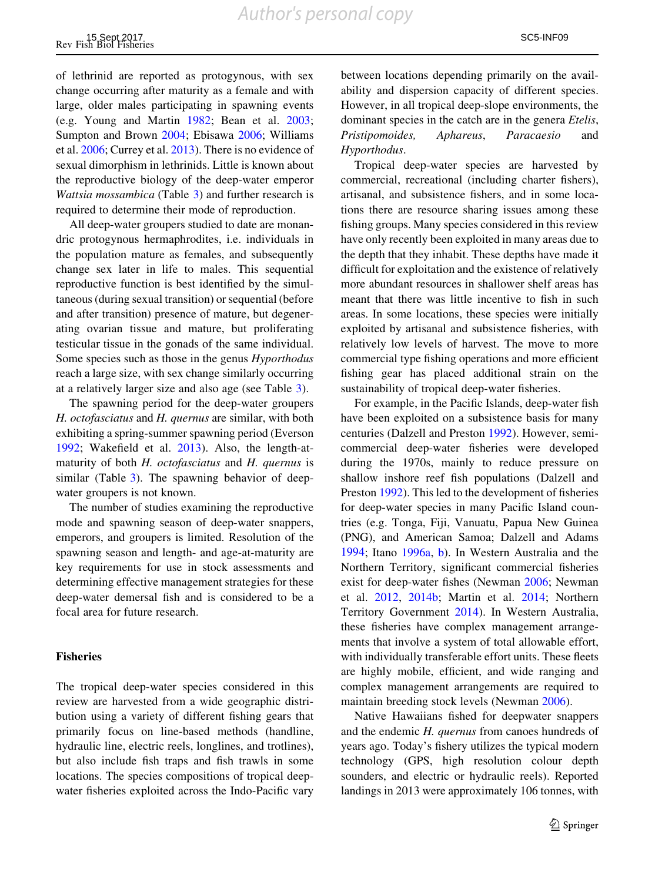of lethrinid are reported as protogynous, with sex change occurring after maturity as a female and with large, older males participating in spawning events (e.g. Young and Martin 1982; Bean et al. 2003; Sumpton and Brown 2004; Ebisawa 2006; Williams et al. 2006; Currey et al. 2013). There is no evidence of sexual dimorphism in lethrinids. Little is known about the reproductive biology of the deep-water emperor *Wattsia mossambica* (Table 3) and further research is required to determine their mode of reproduction.

All deep-water groupers studied to date are monandric protogynous hermaphrodites, i.e. individuals in the population mature as females, and subsequently change sex later in life to males. This sequential reproductive function is best identified by the simultaneous (during sexual transition) or sequential (before and after transition) presence of mature, but degenerating ovarian tissue and mature, but proliferating testicular tissue in the gonads of the same individual. Some species such as those in the genus *Hyporthodus* reach a large size, with sex change similarly occurring at a relatively larger size and also age (see Table 3).

The spawning period for the deep-water groupers *H. octofasciatus* and *H. quernus* are similar, with both exhibiting a spring-summer spawning period (Everson 1992; Wakefield et al. 2013). Also, the length-at-maturity of both *H. octofasciatus* and *H. quernus* is similar (Table 3). The spawning behavior of deep-water groupers is not known.

The number of studies examining the reproductive mode and spawning season of deep-water snappers, emperors, and groupers is limited. Resolution of the spawning season and length- and age-at-maturity are key requirements for use in stock assessments and determining effective management strategies for these deep-water demersal fish and is considered to be a focal area for future research.

## Fisheries

The tropical deep-water species considered in this review are harvested from a wide geographic distribution using a variety of different fishing gears that primarily focus on line-based methods (handline, hydraulic line, electric reels, longlines, and trotlines), but also include fish traps and fish trawls in some locations. The species compositions of tropical deep-water fisheries exploited across the Indo-Pacific vary between locations depending primarily on the availability and dispersion capacity of different species. However, in all tropical deep-slope environments, the dominant species in the catch are in the genera *Etelis*, *Pristipomoides*, *Aphareus*, *Paracaesio* and *Hyporthodus*.

Tropical deep-water species are harvested by commercial, recreational (including charter fishers), artisanal, and subsistence fishers, and in some locations there are resource sharing issues among these fishing groups. Many species considered in this review have only recently been exploited in many areas due to the depth that they inhabit. These depths have made it difficult for exploitation and the existence of relatively more abundant resources in shallower shelf areas has meant that there was little incentive to fish in such areas. In some locations, these species were initially exploited by artisanal and subsistence fisheries, with relatively low levels of harvest. The move to more commercial type fishing operations and more efficient fishing gear has placed additional strain on the sustainability of tropical deep-water fisheries.

For example, in the Pacific Islands, deep-water fish have been exploited on a subsistence basis for many centuries (Dalzell and Preston 1992). However, semi-commercial deep-water fisheries were developed during the 1970s, mainly to reduce pressure on shallow inshore reef fish populations (Dalzell and Preston 1992). This led to the development of fisheries for deep-water species in many Pacific Island countries (e.g. Tonga, Fiji, Vanuatu, Papua New Guinea (PNG), and American Samoa; Dalzell and Adams 1994; Itano 1996a, b). In Western Australia and the Northern Territory, significant commercial fisheries exist for deep-water fishes (Newman 2006; Newman et al. 2012, 2014b; Martin et al. 2014; Northern Territory Government 2014). In Western Australia, these fisheries have complex management arrangements that involve a system of total allowable effort, with individually transferable effort units. These fleets are highly mobile, efficient, and wide ranging and complex management arrangements are required to maintain breeding stock levels (Newman 2006).

Native Hawaiians fished for deepwater snappers and the endemic *H. quernus* from canoes hundreds of years ago. Today's fishery utilizes the typical modern technology (GPS, high resolution colour depth sounders, and electric or hydraulic reels). Reported landings in 2013 were approximately 106 tonnes, with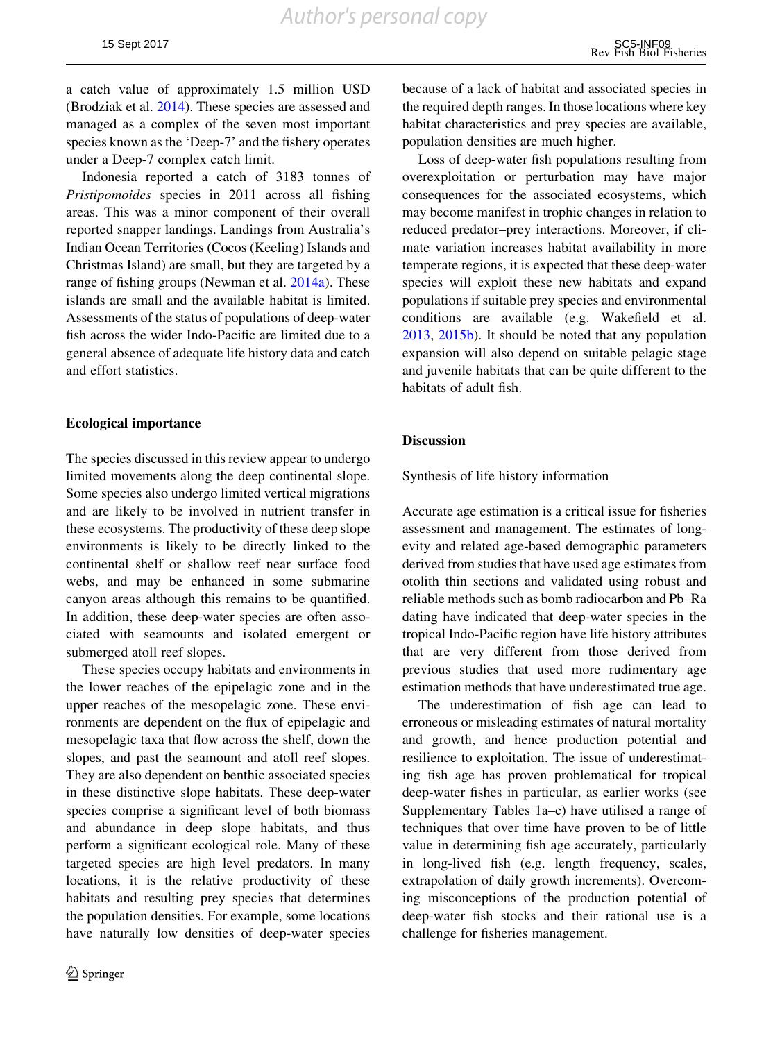a catch value of approximately 1.5 million USD (Brodziak et al. 2014). These species are assessed and managed as a complex of the seven most important species known as the 'Deep-7' and the fishery operates under a Deep-7 complex catch limit.

Indonesia reported a catch of 3183 tonnes of *Pristipomoides* species in 2011 across all fishing areas. This was a minor component of their overall reported snapper landings. Landings from Australia's Indian Ocean Territories (Cocos (Keeling) Islands and Christmas Island) are small, but they are targeted by a range of fishing groups (Newman et al. 2014a). These islands are small and the available habitat is limited. Assessments of the status of populations of deep-water fish across the wider Indo-Pacific are limited due to a general absence of adequate life history data and catch and effort statistics.

## Ecological importance

The species discussed in this review appear to undergo limited movements along the deep continental slope. Some species also undergo limited vertical migrations and are likely to be involved in nutrient transfer in these ecosystems. The productivity of these deep slope environments is likely to be directly linked to the continental shelf or shallow reef near surface food webs, and may be enhanced in some submarine canyon areas although this remains to be quantified. In addition, these deep-water species are often associated with seamounts and isolated emergent or submerged atoll reef slopes.

These species occupy habitats and environments in the lower reaches of the epipelagic zone and in the upper reaches of the mesopelagic zone. These environments are dependent on the flux of epipelagic and mesopelagic taxa that flow across the shelf, down the slopes, and past the seamount and atoll reef slopes. They are also dependent on benthic associated species in these distinctive slope habitats. These deep-water species comprise a significant level of both biomass and abundance in deep slope habitats, and thus perform a significant ecological role. Many of these targeted species are high level predators. In many locations, it is the relative productivity of these habitats and resulting prey species that determines the population densities. For example, some locations have naturally low densities of deep-water species because of a lack of habitat and associated species in the required depth ranges. In those locations where key habitat characteristics and prey species are available, population densities are much higher.

Loss of deep-water fish populations resulting from overexploitation or perturbation may have major consequences for the associated ecosystems, which may become manifest in trophic changes in relation to reduced predator–prey interactions. Moreover, if climate variation increases habitat availability in more temperate regions, it is expected that these deep-water species will exploit these new habitats and expand populations if suitable prey species and environmental conditions are available (e.g. Wakefield et al. 2013, 2015b). It should be noted that any population expansion will also depend on suitable pelagic stage and juvenile habitats that can be quite different to the habitats of adult fish.

## Discussion

### Synthesis of life history information

Accurate age estimation is a critical issue for fisheries assessment and management. The estimates of longevity and related age-based demographic parameters derived from studies that have used age estimates from otolith thin sections and validated using robust and reliable methods such as bomb radiocarbon and Pb–Ra dating have indicated that deep-water species in the tropical Indo-Pacific region have life history attributes that are very different from those derived from previous studies that used more rudimentary age estimation methods that have underestimated true age.

The underestimation of fish age can lead to erroneous or misleading estimates of natural mortality and growth, and hence production potential and resilience to exploitation. The issue of underestimating fish age has proven problematical for tropical deep-water fishes in particular, as earlier works (see Supplementary Tables 1a–c) have utilised a range of techniques that over time have proven to be of little value in determining fish age accurately, particularly in long-lived fish (e.g. length frequency, scales, extrapolation of daily growth increments). Overcoming misconceptions of the production potential of deep-water fish stocks and their rational use is a challenge for fisheries management.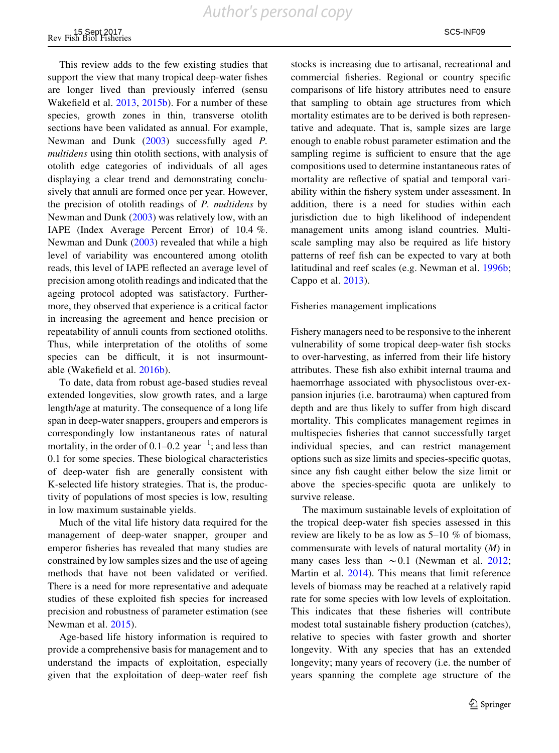This review adds to the few existing studies that support the view that many tropical deep-water fishes are longer lived than previously inferred (sensu Wakefield et al. 2013, 2015b). For a number of these species, growth zones in thin, transverse otolith sections have been validated as annual. For example, Newman and Dunk (2003) successfully aged *P. multidens* using thin otolith sections, with analysis of otolith edge categories of individuals of all ages displaying a clear trend and demonstrating conclusively that annuli are formed once per year. However, the precision of otolith readings of *P. multidens* by Newman and Dunk (2003) was relatively low, with an IAPE (Index Average Percent Error) of 10.4 %. Newman and Dunk (2003) revealed that while a high level of variability was encountered among otolith reads, this level of IAPE reflected an average level of precision among otolith readings and indicated that the ageing protocol adopted was satisfactory. Furthermore, they observed that experience is a critical factor in increasing the agreement and hence precision or repeatability of annuli counts from sectioned otoliths. Thus, while interpretation of the otoliths of some species can be difficult, it is not insurmountable (Wakefield et al. 2016b).

To date, data from robust age-based studies reveal extended longevities, slow growth rates, and a large length/age at maturity. The consequence of a long life span in deep-water snappers, groupers and emperors is correspondingly low instantaneous rates of natural mortality, in the order of 0.1–0.2 $year^{-1}$; and less than 0.1 for some species. These biological characteristics of deep-water fish are generally consistent with K-selected life history strategies. That is, the productivity of populations of most species is low, resulting in low maximum sustainable yields.

Much of the vital life history data required for the management of deep-water snapper, grouper and emperor fisheries has revealed that many studies are constrained by low samples sizes and the use of ageing methods that have not been validated or verified. There is a need for more representative and adequate studies of these exploited fish species for increased precision and robustness of parameter estimation (see Newman et al. 2015).

Age-based life history information is required to provide a comprehensive basis for management and to understand the impacts of exploitation, especially given that the exploitation of deep-water reef fish stocks is increasing due to artisanal, recreational and commercial fisheries. Regional or country specific comparisons of life history attributes need to ensure that sampling to obtain age structures from which mortality estimates are to be derived is both representative and adequate. That is, sample sizes are large enough to enable robust parameter estimation and the sampling regime is sufficient to ensure that the age compositions used to determine instantaneous rates of mortality are reflective of spatial and temporal variability within the fishery system under assessment. In addition, there is a need for studies within each jurisdiction due to high likelihood of independent management units among island countries. Multi-scale sampling may also be required as life history patterns of reef fish can be expected to vary at both latitudinal and reef scales (e.g. Newman et al. 1996b; Cappo et al. 2013).

## Fisheries management implications

Fishery managers need to be responsive to the inherent vulnerability of some tropical deep-water fish stocks to over-harvesting, as inferred from their life history attributes. These fish also exhibit internal trauma and haemorrhage associated with physoclistous over-expansion injuries (i.e. barotrauma) when captured from depth and are thus likely to suffer from high discard mortality. This complicates management regimes in multispecies fisheries that cannot successfully target individual species, and can restrict management options such as size limits and species-specific quotas, since any fish caught either below the size limit or above the species-specific quota are unlikely to survive release.

The maximum sustainable levels of exploitation of the tropical deep-water fish species assessed in this review are likely to be as low as 5–10 % of biomass, commensurate with levels of natural mortality ($M$) in many cases less than $\sim 0.1$ (Newman et al. 2012; Martin et al. 2014). This means that limit reference levels of biomass may be reached at a relatively rapid rate for some species with low levels of exploitation. This indicates that these fisheries will contribute modest total sustainable fishery production (catches), relative to species with faster growth and shorter longevity. With any species that has an extended longevity; many years of recovery (i.e. the number of years spanning the complete age structure of the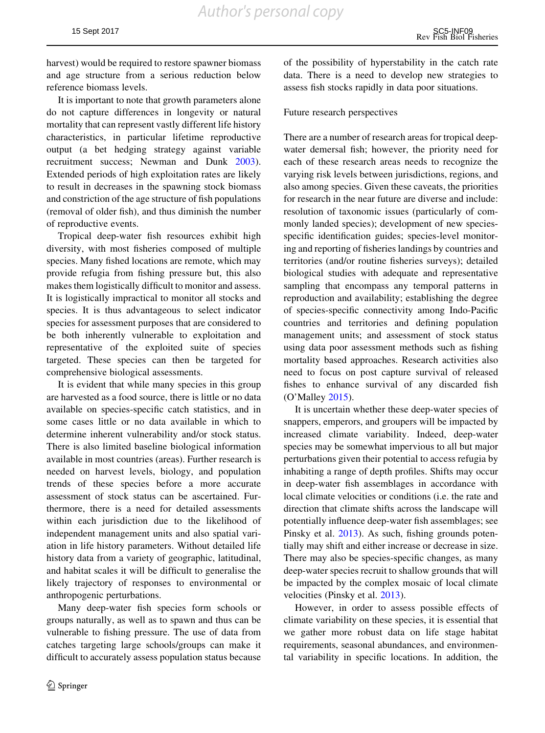harvest) would be required to restore spawner biomass and age structure from a serious reduction below reference biomass levels.

It is important to note that growth parameters alone do not capture differences in longevity or natural mortality that can represent vastly different life history characteristics, in particular lifetime reproductive output (a bet hedging strategy against variable recruitment success; Newman and Dunk 2003). Extended periods of high exploitation rates are likely to result in decreases in the spawning stock biomass and constriction of the age structure of fish populations (removal of older fish), and thus diminish the number of reproductive events.

Tropical deep-water fish resources exhibit high diversity, with most fisheries composed of multiple species. Many fished locations are remote, which may provide refugia from fishing pressure but, this also makes them logistically difficult to monitor and assess. It is logistically impractical to monitor all stocks and species. It is thus advantageous to select indicator species for assessment purposes that are considered to be both inherently vulnerable to exploitation and representative of the exploited suite of species targeted. These species can then be targeted for comprehensive biological assessments.

It is evident that while many species in this group are harvested as a food source, there is little or no data available on species-specific catch statistics, and in some cases little or no data available in which to determine inherent vulnerability and/or stock status. There is also limited baseline biological information available in most countries (areas). Further research is needed on harvest levels, biology, and population trends of these species before a more accurate assessment of stock status can be ascertained. Furthermore, there is a need for detailed assessments within each jurisdiction due to the likelihood of independent management units and also spatial variation in life history parameters. Without detailed life history data from a variety of geographic, latitudinal, and habitat scales it will be difficult to generalise the likely trajectory of responses to environmental or anthropogenic perturbations.

Many deep-water fish species form schools or groups naturally, as well as to spawn and thus can be vulnerable to fishing pressure. The use of data from catches targeting large schools/groups can make it difficult to accurately assess population status because of the possibility of hyperstability in the catch rate data. There is a need to develop new strategies to assess fish stocks rapidly in data poor situations.

## Future research perspectives

There are a number of research areas for tropical deep-water demersal fish; however, the priority need for each of these research areas needs to recognize the varying risk levels between jurisdictions, regions, and also among species. Given these caveats, the priorities for research in the near future are diverse and include: resolution of taxonomic issues (particularly of commonly landed species); development of new species-specific identification guides; species-level monitoring and reporting of fisheries landings by countries and territories (and/or routine fisheries surveys); detailed biological studies with adequate and representative sampling that encompass any temporal patterns in reproduction and availability; establishing the degree of species-specific connectivity among Indo-Pacific countries and territories and defining population management units; and assessment of stock status using data poor assessment methods such as fishing mortality based approaches. Research activities also need to focus on post capture survival of released fishes to enhance survival of any discarded fish (O'Malley 2015).

It is uncertain whether these deep-water species of snappers, emperors, and groupers will be impacted by increased climate variability. Indeed, deep-water species may be somewhat impervious to all but major perturbations given their potential to access refugia by inhabiting a range of depth profiles. Shifts may occur in deep-water fish assemblages in accordance with local climate velocities or conditions (i.e. the rate and direction that climate shifts across the landscape will potentially influence deep-water fish assemblages; see Pinsky et al. 2013). As such, fishing grounds potentially may shift and either increase or decrease in size. There may also be species-specific changes, as many deep-water species recruit to shallow grounds that will be impacted by the complex mosaic of local climate velocities (Pinsky et al. 2013).

However, in order to assess possible effects of climate variability on these species, it is essential that we gather more robust data on life stage habitat requirements, seasonal abundances, and environmental variability in specific locations. In addition, the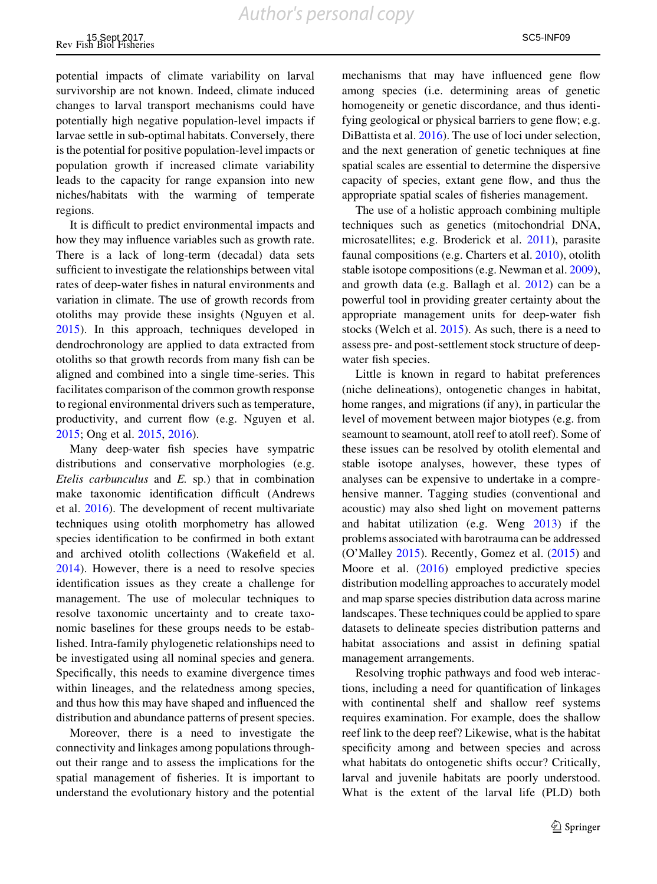potential impacts of climate variability on larval survivorship are not known. Indeed, climate induced changes to larval transport mechanisms could have potentially high negative population-level impacts if larvae settle in sub-optimal habitats. Conversely, there is the potential for positive population-level impacts or population growth if increased climate variability leads to the capacity for range expansion into new niches/habitats with the warming of temperate regions.

It is difficult to predict environmental impacts and how they may influence variables such as growth rate. There is a lack of long-term (decadal) data sets sufficient to investigate the relationships between vital rates of deep-water fishes in natural environments and variation in climate. The use of growth records from otoliths may provide these insights (Nguyen et al. 2015). In this approach, techniques developed in dendrochronology are applied to data extracted from otoliths so that growth records from many fish can be aligned and combined into a single time-series. This facilitates comparison of the common growth response to regional environmental drivers such as temperature, productivity, and current flow (e.g. Nguyen et al. 2015; Ong et al. 2015, 2016).

Many deep-water fish species have sympatric distributions and conservative morphologies (e.g. *Etelis carbunculus* and *E.* sp.) that in combination make taxonomic identification difficult (Andrews et al. 2016). The development of recent multivariate techniques using otolith morphometry has allowed species identification to be confirmed in both extant and archived otolith collections (Wakefield et al. 2014). However, there is a need to resolve species identification issues as they create a challenge for management. The use of molecular techniques to resolve taxonomic uncertainty and to create taxonomic baselines for these groups needs to be established. Intra-family phylogenetic relationships need to be investigated using all nominal species and genera. Specifically, this needs to examine divergence times within lineages, and the relatedness among species, and thus how this may have shaped and influenced the distribution and abundance patterns of present species.

Moreover, there is a need to investigate the connectivity and linkages among populations throughout their range and to assess the implications for the spatial management of fisheries. It is important to understand the evolutionary history and the potential mechanisms that may have influenced gene flow among species (i.e. determining areas of genetic homogeneity or genetic discordance, and thus identifying geological or physical barriers to gene flow; e.g. DiBattista et al. 2016). The use of loci under selection, and the next generation of genetic techniques at fine spatial scales are essential to determine the dispersive capacity of species, extant gene flow, and thus the appropriate spatial scales of fisheries management.

The use of a holistic approach combining multiple techniques such as genetics (mitochondrial DNA, microsatellites; e.g. Broderick et al. 2011), parasite faunal compositions (e.g. Charters et al. 2010), otolith stable isotope compositions (e.g. Newman et al. 2009), and growth data (e.g. Ballagh et al. 2012) can be a powerful tool in providing greater certainty about the appropriate management units for deep-water fish stocks (Welch et al. 2015). As such, there is a need to assess pre- and post-settlement stock structure of deep-water fish species.

Little is known in regard to habitat preferences (niche delineations), ontogenetic changes in habitat, home ranges, and migrations (if any), in particular the level of movement between major biotypes (e.g. from seamount to seamount, atoll reef to atoll reef). Some of these issues can be resolved by otolith elemental and stable isotope analyses, however, these types of analyses can be expensive to undertake in a comprehensive manner. Tagging studies (conventional and acoustic) may also shed light on movement patterns and habitat utilization (e.g. Weng 2013) if the problems associated with barotrauma can be addressed (O'Malley 2015). Recently, Gomez et al. (2015) and Moore et al. (2016) employed predictive species distribution modelling approaches to accurately model and map sparse species distribution data across marine landscapes. These techniques could be applied to spare datasets to delineate species distribution patterns and habitat associations and assist in defining spatial management arrangements.

Resolving trophic pathways and food web interactions, including a need for quantification of linkages with continental shelf and shallow reef systems requires examination. For example, does the shallow reef link to the deep reef? Likewise, what is the habitat specificity among and between species and across what habitats do ontogenetic shifts occur? Critically, larval and juvenile habitats are poorly understood. What is the extent of the larval life (PLD) both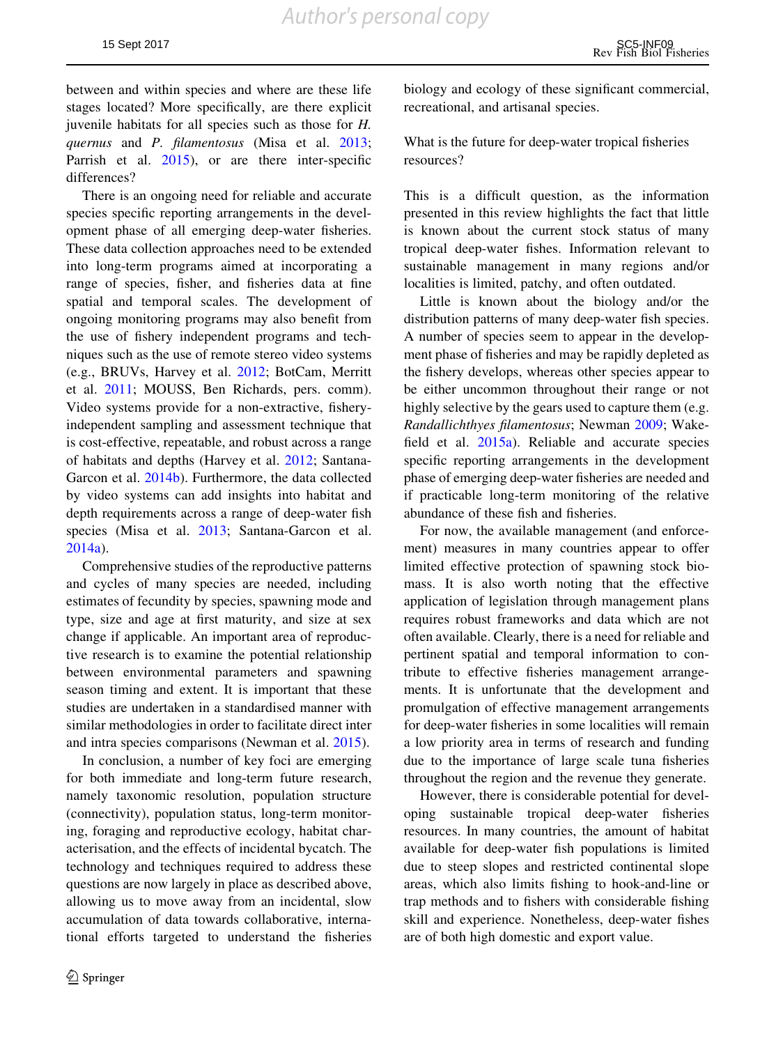between and within species and where are these life stages located? More specifically, are there explicit juvenile habitats for all species such as those for *H. quernus* and *P. filamentosus* (Misa et al. 2013; Parrish et al. 2015), or are there inter-specific differences?

There is an ongoing need for reliable and accurate species specific reporting arrangements in the development phase of all emerging deep-water fisheries. These data collection approaches need to be extended into long-term programs aimed at incorporating a range of species, fisher, and fisheries data at fine spatial and temporal scales. The development of ongoing monitoring programs may also benefit from the use of fishery independent programs and techniques such as the use of remote stereo video systems (e.g., BRUVs, Harvey et al. 2012; BotCam, Merritt et al. 2011; MOUSS, Ben Richards, pers. comm). Video systems provide for a non-extractive, fishery-independent sampling and assessment technique that is cost-effective, repeatable, and robust across a range of habitats and depths (Harvey et al. 2012; Santana-Garcon et al. 2014b). Furthermore, the data collected by video systems can add insights into habitat and depth requirements across a range of deep-water fish species (Misa et al. 2013; Santana-Garcon et al. 2014a).

Comprehensive studies of the reproductive patterns and cycles of many species are needed, including estimates of fecundity by species, spawning mode and type, size and age at first maturity, and size at sex change if applicable. An important area of reproductive research is to examine the potential relationship between environmental parameters and spawning season timing and extent. It is important that these studies are undertaken in a standardised manner with similar methodologies in order to facilitate direct inter and intra species comparisons (Newman et al. 2015).

In conclusion, a number of key foci are emerging for both immediate and long-term future research, namely taxonomic resolution, population structure (connectivity), population status, long-term monitoring, foraging and reproductive ecology, habitat characterisation, and the effects of incidental bycatch. The technology and techniques required to address these questions are now largely in place as described above, allowing us to move away from an incidental, slow accumulation of data towards collaborative, international efforts targeted to understand the fisheries biology and ecology of these significant commercial, recreational, and artisanal species.

## What is the future for deep-water tropical fisheries resources?

This is a difficult question, as the information presented in this review highlights the fact that little is known about the current stock status of many tropical deep-water fishes. Information relevant to sustainable management in many regions and/or localities is limited, patchy, and often outdated.

Little is known about the biology and/or the distribution patterns of many deep-water fish species. A number of species seem to appear in the development phase of fisheries and may be rapidly depleted as the fishery develops, whereas other species appear to be either uncommon throughout their range or not highly selective by the gears used to capture them (e.g. *Randallichthyes filamentosus*; Newman 2009; Wakefield et al. 2015a). Reliable and accurate species specific reporting arrangements in the development phase of emerging deep-water fisheries are needed and if practicable long-term monitoring of the relative abundance of these fish and fisheries.

For now, the available management (and enforcement) measures in many countries appear to offer limited effective protection of spawning stock biomass. It is also worth noting that the effective application of legislation through management plans requires robust frameworks and data which are not often available. Clearly, there is a need for reliable and pertinent spatial and temporal information to contribute to effective fisheries management arrangements. It is unfortunate that the development and promulgation of effective management arrangements for deep-water fisheries in some localities will remain a low priority area in terms of research and funding due to the importance of large scale tuna fisheries throughout the region and the revenue they generate.

However, there is considerable potential for developing sustainable tropical deep-water fisheries resources. In many countries, the amount of habitat available for deep-water fish populations is limited due to steep slopes and restricted continental slope areas, which also limits fishing to hook-and-line or trap methods and to fishers with considerable fishing skill and experience. Nonetheless, deep-water fishes are of both high domestic and export value.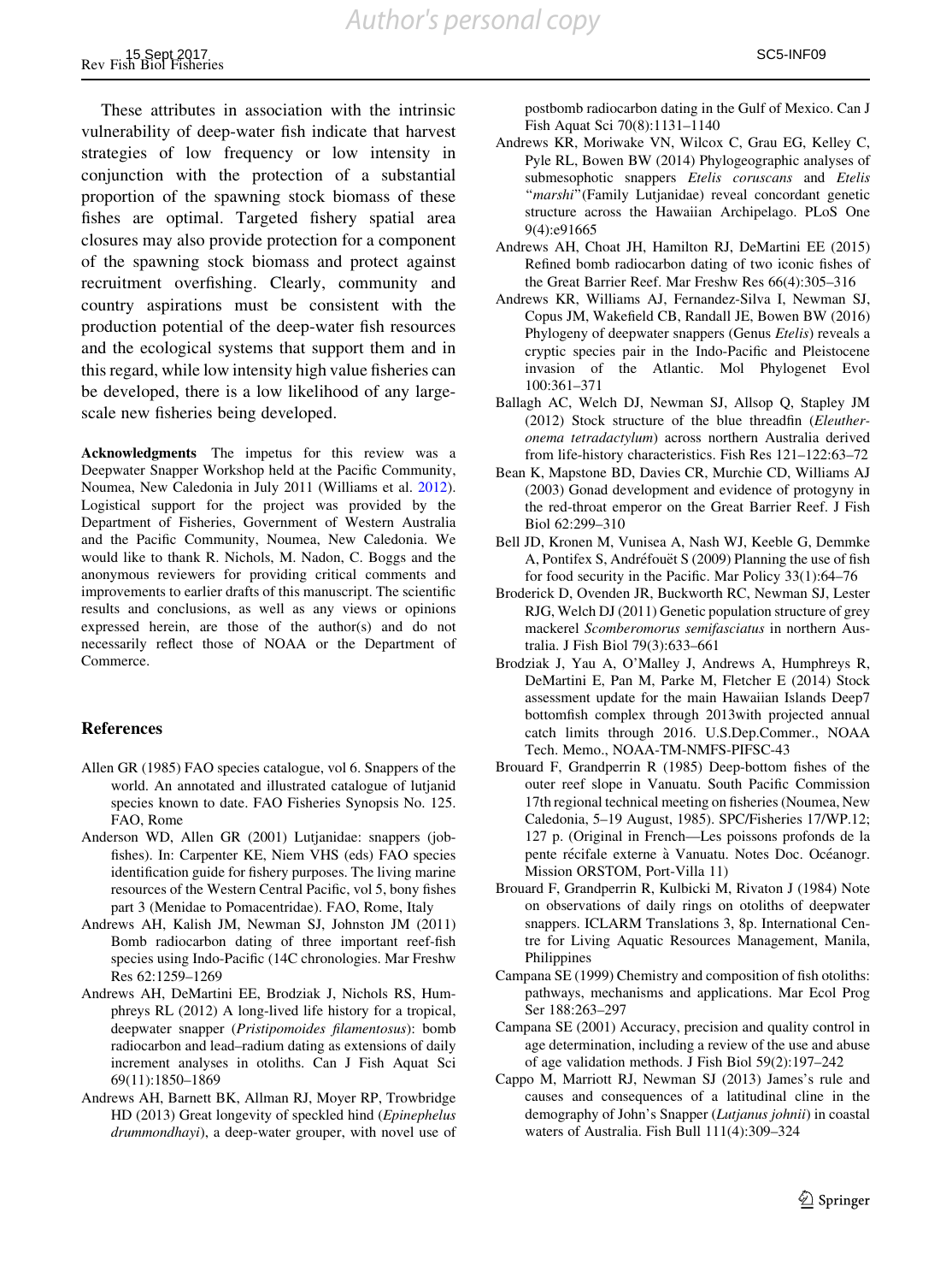These attributes in association with the intrinsic vulnerability of deep-water fish indicate that harvest strategies of low frequency or low intensity in conjunction with the protection of a substantial proportion of the spawning stock biomass of these fishes are optimal. Targeted fishery spatial area closures may also provide protection for a component of the spawning stock biomass and protect against recruitment overfishing. Clearly, community and country aspirations must be consistent with the production potential of the deep-water fish resources and the ecological systems that support them and in this regard, while low intensity high value fisheries can be developed, there is a low likelihood of any large-scale new fisheries being developed.

**Acknowledgments** The impetus for this review was a Deepwater Snapper Workshop held at the Pacific Community, Noumea, New Caledonia in July 2011 (Williams et al. 2012). Logistical support for the project was provided by the Department of Fisheries, Government of Western Australia and the Pacific Community, Noumea, New Caledonia. We would like to thank R. Nichols, M. Nadon, C. Boggs and the anonymous reviewers for providing critical comments and improvements to earlier drafts of this manuscript. The scientific results and conclusions, as well as any views or opinions expressed herein, are those of the author(s) and do not necessarily reflect those of NOAA or the Department of Commerce.

## References

Allen GR (1985) FAO species catalogue, vol 6. Snappers of the world. An annotated and illustrated catalogue of lutjanid species known to date. FAO Fisheries Synopsis No. 125. FAO, Rome

Anderson WD, Allen GR (2001) Lutjanidae: snappers (jobfishes). In: Carpenter KE, Niem VHS (eds) FAO species identification guide for fishery purposes. The living marine resources of the Western Central Pacific, vol 5, bony fishes part 3 (Menidae to Pomacentridae). FAO, Rome, Italy

Andrews AH, Kalish JM, Newman SJ, Johnston JM (2011) Bomb radiocarbon dating of three important reef-fish species using Indo-Pacific (14C chronologies. Mar Freshw Res 62:1259–1269

Andrews AH, DeMartini EE, Brodziak J, Nichols RS, Humphreys RL (2012) A long-lived life history for a tropical, deepwater snapper (*Pristipomoides filamentosus*): bomb radiocarbon and lead–radium dating as extensions of daily increment analyses in otoliths. Can J Fish Aquat Sci 69(11):1850–1869

Andrews AH, Barnett BK, Allman RJ, Moyer RP, Trowbridge HD (2013) Great longevity of speckled hind (*Epinephelus drummondhayi*), a deep-water grouper, with novel use of postbomb radiocarbon dating in the Gulf of Mexico. Can J Fish Aquat Sci 70(8):1131–1140

Andrews KR, Moriwake VN, Wilcox C, Grau EG, Kelley C, Pyle RL, Bowen BW (2014) Phylogeographic analyses of submesophotic snappers *Etelis coruscans* and *Etelis "marshi"*(Family Lutjanidae) reveal concordant genetic structure across the Hawaiian Archipelago. PLoS One 9(4):e91665

Andrews AH, Choat JH, Hamilton RJ, DeMartini EE (2015) Refined bomb radiocarbon dating of two iconic fishes of the Great Barrier Reef. Mar Freshw Res 66(4):305–316

Andrews KR, Williams AJ, Fernandez-Silva I, Newman SJ, Copus JM, Wakefield CB, Randall JE, Bowen BW (2016) Phylogeny of deepwater snappers (Genus *Etelis*) reveals a cryptic species pair in the Indo-Pacific and Pleistocene invasion of the Atlantic. Mol Phylogenet Evol 100:361–371

Ballagh AC, Welch DJ, Newman SJ, Allsop Q, Stapley JM (2012) Stock structure of the blue threadfin (*Eleutheronema tetradactylum*) across northern Australia derived from life-history characteristics. Fish Res 121–122:63–72

Bean K, Mapstone BD, Davies CR, Murchie CD, Williams AJ (2003) Gonad development and evidence of protogyny in the red-throat emperor on the Great Barrier Reef. J Fish Biol 62:299–310

Bell JD, Kronen M, Vunisea A, Nash WJ, Keeble G, Demmke A, Pontifex S, Andréfouët S (2009) Planning the use of fish for food security in the Pacific. Mar Policy 33(1):64–76

Broderick D, Ovenden JR, Buckworth RC, Newman SJ, Lester RJG, Welch DJ (2011) Genetic population structure of grey mackerel *Scomberomorus semifasciatus* in northern Australia. J Fish Biol 79(3):633–661

Brodziak J, Yau A, O'Malley J, Andrews A, Humphreys R, DeMartini E, Pan M, Parke M, Fletcher E (2014) Stock assessment update for the main Hawaiian Islands Deep7 bottomfish complex through 2013with projected annual catch limits through 2016. U.S.Dep.Commer., NOAA Tech. Memo., NOAA-TM-NMFS-PIFSC-43

Brouard F, Grandperrin R (1985) Deep-bottom fishes of the outer reef slope in Vanuatu. South Pacific Commission 17th regional technical meeting on fisheries (Noumea, New Caledonia, 5–19 August, 1985). SPC/Fisheries 17/WP.12; 127 p. (Original in French—Les poissons profonds de la pente récifale externe à Vanuatu. Notes Doc. Océanogr. Mission ORSTOM, Port-Villa 11)

Brouard F, Grandperrin R, Kulbicki M, Rivaton J (1984) Note on observations of daily rings on otoliths of deepwater snappers. ICLARM Translations 3, 8p. International Centre for Living Aquatic Resources Management, Manila, Philippines

Campana SE (1999) Chemistry and composition of fish otoliths: pathways, mechanisms and applications. Mar Ecol Prog Ser 188:263–297

Campana SE (2001) Accuracy, precision and quality control in age determination, including a review of the use and abuse of age validation methods. J Fish Biol 59(2):197–242

Cappo M, Marriott RJ, Newman SJ (2013) James's rule and causes and consequences of a latitudinal cline in the demography of John's Snapper (*Lutjanus johnii*) in coastal waters of Australia. Fish Bull 111(4):309–324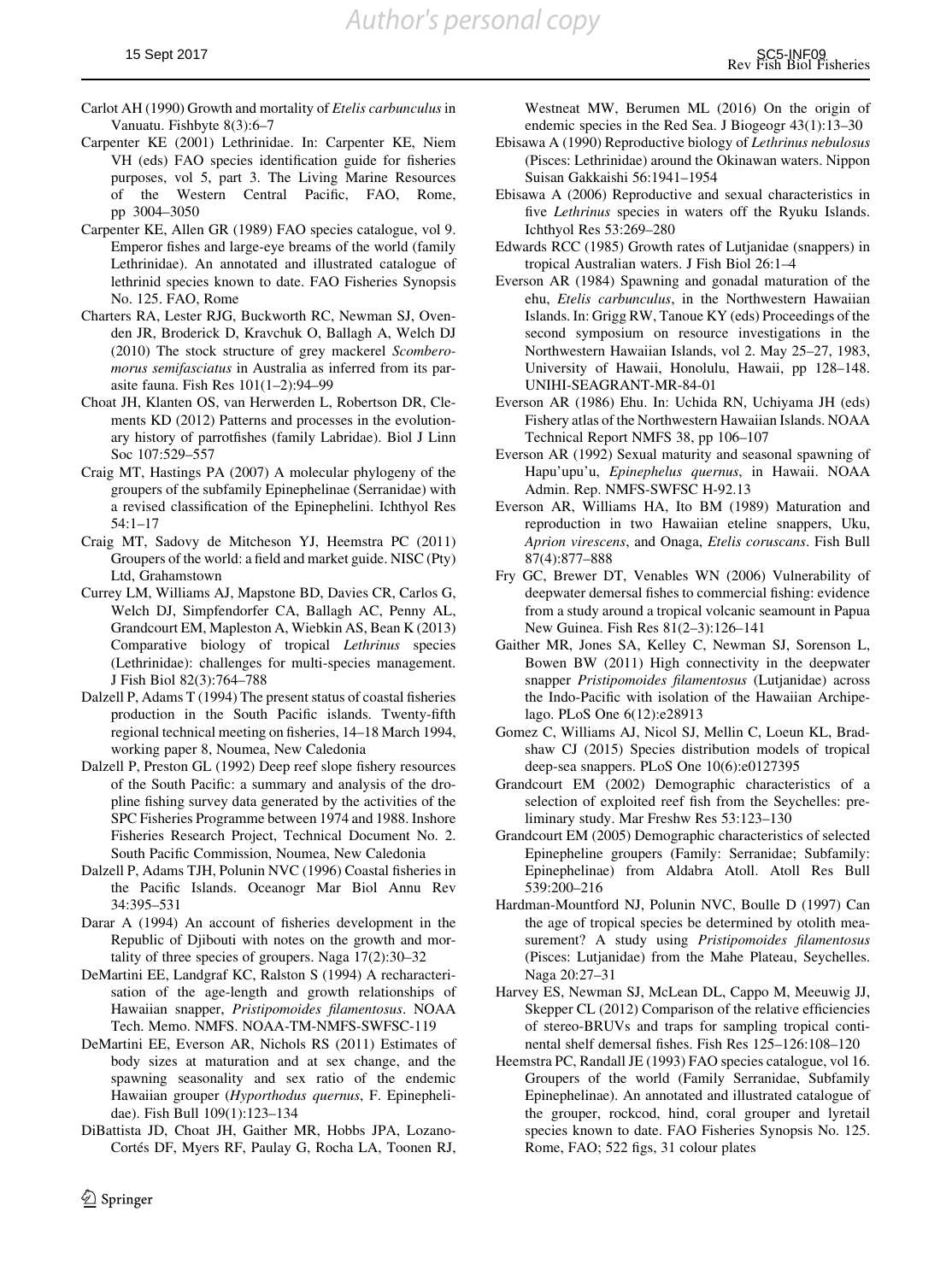Carlot AH (1990) Growth and mortality of *Etelis carbunculus* in Vanuatu. Fishbyte 8(3):6–7

Carpenter KE (2001) Lethrinidae. In: Carpenter KE, Niem VH (eds) FAO species identification guide for fisheries purposes, vol 5, part 3. The Living Marine Resources of the Western Central Pacific, FAO, Rome, pp 3004–3050

Carpenter KE, Allen GR (1989) FAO species catalogue, vol 9. Emperor fishes and large-eye breams of the world (family Lethrinidae). An annotated and illustrated catalogue of lethrinid species known to date. FAO Fisheries Synopsis No. 125. FAO, Rome

Charters RA, Lester RJG, Buckworth RC, Newman SJ, Ovenden JR, Broderick D, Kravchuk O, Ballagh A, Welch DJ (2010) The stock structure of grey mackerel *Scomberomorus semifasciatus* in Australia as inferred from its parasite fauna. Fish Res 101(1–2):94–99

Choat JH, Klanten OS, van Herwerden L, Robertson DR, Clements KD (2012) Patterns and processes in the evolutionary history of parrotfishes (family Labridae). Biol J Linn Soc 107:529–557

Craig MT, Hastings PA (2007) A molecular phylogeny of the groupers of the subfamily Epinephelinae (Serranidae) with a revised classification of the Epinephelini. Ichthyol Res 54:1–17

Craig MT, Sadovy de Mitcheson YJ, Heemstra PC (2011) Groupers of the world: a field and market guide. NISC (Pty) Ltd, Grahamstown

Currey LM, Williams AJ, Mapstone BD, Davies CR, Carlos G, Welch DJ, Simpfendorfer CA, Ballagh AC, Penny AL, Grandcourt EM, Mapleston A, Wiebkin AS, Bean K (2013) Comparative biology of tropical *Lethrinus* species (Lethrinidae): challenges for multi-species management. J Fish Biol 82(3):764–788

Dalzell P, Adams T (1994) The present status of coastal fisheries production in the South Pacific islands. Twenty-fifth regional technical meeting on fisheries, 14–18 March 1994, working paper 8, Noumea, New Caledonia

Dalzell P, Preston GL (1992) Deep reef slope fishery resources of the South Pacific: a summary and analysis of the dropline fishing survey data generated by the activities of the SPC Fisheries Programme between 1974 and 1988. Inshore Fisheries Research Project, Technical Document No. 2. South Pacific Commission, Noumea, New Caledonia

Dalzell P, Adams TJH, Polunin NVC (1996) Coastal fisheries in the Pacific Islands. Oceanogr Mar Biol Annu Rev 34:395–531

Darar A (1994) An account of fisheries development in the Republic of Djibouti with notes on the growth and mortality of three species of groupers. Naga 17(2):30–32

DeMartini EE, Landgraf KC, Ralston S (1994) A recharacterisation of the age-length and growth relationships of Hawaiian snapper, *Pristipomoides filamentosus*. NOAA Tech. Memo. NMFS. NOAA-TM-NMFS-SWFSC-119

DeMartini EE, Everson AR, Nichols RS (2011) Estimates of body sizes at maturation and at sex change, and the spawning seasonality and sex ratio of the endemic Hawaiian grouper (*Hyporthodus quernus*, F. Epinephelidae). Fish Bull 109(1):123–134

DiBattista JD, Choat JH, Gaither MR, Hobbs JPA, Lozano-Cortés DF, Myers RF, Paulay G, Rocha LA, Toonen RJ, Westneat MW, Berumen ML (2016) On the origin of endemic species in the Red Sea. J Biogeogr 43(1):13–30

Ebisawa A (1990) Reproductive biology of *Lethrinus nebulosus* (Pisces: Lethrinidae) around the Okinawan waters. Nippon Suisan Gakkaishi 56:1941–1954

Ebisawa A (2006) Reproductive and sexual characteristics in five *Lethrinus* species in waters off the Ryuku Islands. Ichthyol Res 53:269–280

Edwards RCC (1985) Growth rates of Lutjanidae (snappers) in tropical Australian waters. J Fish Biol 26:1–4

Everson AR (1984) Spawning and gonadal maturation of the ehu, *Etelis carbunculus*, in the Northwestern Hawaiian Islands. In: Grigg RW, Tanoue KY (eds) Proceedings of the second symposium on resource investigations in the Northwestern Hawaiian Islands, vol 2. May 25–27, 1983, University of Hawaii, Honolulu, Hawaii, pp 128–148. UNIHI-SEAGRANT-MR-84-01

Everson AR (1986) Ehu. In: Uchida RN, Uchiyama JH (eds) Fishery atlas of the Northwestern Hawaiian Islands. NOAA Technical Report NMFS 38, pp 106–107

Everson AR (1992) Sexual maturity and seasonal spawning of Hapu'upu'u, *Epinephelus quernus*, in Hawaii. NOAA Admin. Rep. NMFS-SWFSC H-92.13

Everson AR, Williams HA, Ito BM (1989) Maturation and reproduction in two Hawaiian eteline snappers, Uku, *Aprion virescens*, and Onaga, *Etelis coruscans*. Fish Bull 87(4):877–888

Fry GC, Brewer DT, Venables WN (2006) Vulnerability of deepwater demersal fishes to commercial fishing: evidence from a study around a tropical volcanic seamount in Papua New Guinea. Fish Res 81(2–3):126–141

Gaither MR, Jones SA, Kelley C, Newman SJ, Sorenson L, Bowen BW (2011) High connectivity in the deepwater snapper *Pristipomoides filamentosus* (Lutjanidae) across the Indo-Pacific with isolation of the Hawaiian Archipelago. PLoS One 6(12):e28913

Gomez C, Williams AJ, Nicol SJ, Mellin C, Loeun KL, Bradshaw CJ (2015) Species distribution models of tropical deep-sea snappers. PLoS One 10(6):e0127395

Grandcourt EM (2002) Demographic characteristics of a selection of exploited reef fish from the Seychelles: preliminary study. Mar Freshw Res 53:123–130

Grandcourt EM (2005) Demographic characteristics of selected Epinepheline groupers (Family: Serranidae; Subfamily: Epinephelinae) from Aldabra Atoll. Atoll Res Bull 539:200–216

Hardman-Mountford NJ, Polunin NVC, Boulle D (1997) Can the age of tropical species be determined by otolith measurement? A study using *Pristipomoides filamentosus* (Pisces: Lutjanidae) from the Mahe Plateau, Seychelles. Naga 20:27–31

Harvey ES, Newman SJ, McLean DL, Cappo M, Meeuwig JJ, Skepper CL (2012) Comparison of the relative efficiencies of stereo-BRUVs and traps for sampling tropical continental shelf demersal fishes. Fish Res 125–126:108–120

Heemstra PC, Randall JE (1993) FAO species catalogue, vol 16. Groupers of the world (Family Serranidae, Subfamily Epinephelinae). An annotated and illustrated catalogue of the grouper, rockcod, hind, coral grouper and lyretail species known to date. FAO Fisheries Synopsis No. 125. Rome, FAO; 522 figs, 31 colour plates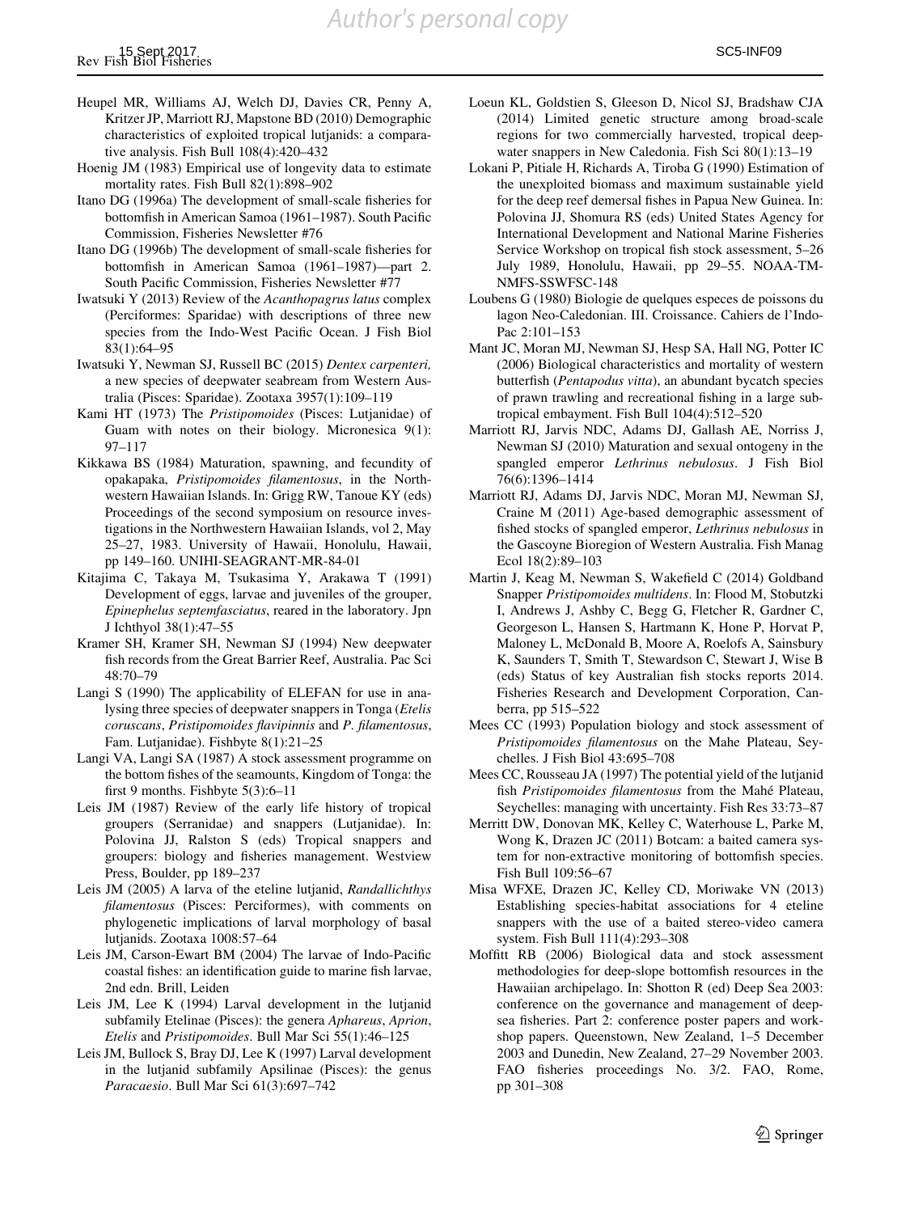Heupel MR, Williams AJ, Welch DJ, Davies CR, Penny A, Kritzer JP, Marriott RJ, Mapstone BD (2010) Demographic characteristics of exploited tropical lutjanids: a comparative analysis. Fish Bull 108(4):420–432

Hoenig JM (1983) Empirical use of longevity data to estimate mortality rates. Fish Bull 82(1):898–902

Itano DG (1996a) The development of small-scale fisheries for bottomfish in American Samoa (1961–1987). South Pacific Commission, Fisheries Newsletter #76

Itano DG (1996b) The development of small-scale fisheries for bottomfish in American Samoa (1961–1987)—part 2. South Pacific Commission, Fisheries Newsletter #77

Iwatsuki Y (2013) Review of the *Acanthopagrus latus* complex (Perciformes: Sparidae) with descriptions of three new species from the Indo-West Pacific Ocean. J Fish Biol 83(1):64–95

Iwatsuki Y, Newman SJ, Russell BC (2015) *Dentex carpenteri,* a new species of deepwater seabream from Western Australia (Pisces: Sparidae). Zootaxa 3957(1):109–119

Kami HT (1973) The *Pristipomoides* (Pisces: Lutjanidae) of Guam with notes on their biology. Micronesica 9(1): 97–117

Kikkawa BS (1984) Maturation, spawning, and fecundity of opakapaka, *Pristipomoides filamentosus*, in the Northwestern Hawaiian Islands. In: Grigg RW, Tanoue KY (eds) Proceedings of the second symposium on resource investigations in the Northwestern Hawaiian Islands, vol 2, May 25–27, 1983. University of Hawaii, Honolulu, Hawaii, pp 149–160. UNIHI-SEAGRANT-MR-84-01

Kitajima C, Takaya M, Tsukasima Y, Arakawa T (1991) Development of eggs, larvae and juveniles of the grouper, *Epinephelus septemfasciatus*, reared in the laboratory. Jpn J Ichthyol 38(1):47–55

Kramer SH, Kramer SH, Newman SJ (1994) New deepwater fish records from the Great Barrier Reef, Australia. Pac Sci 48:70–79

Langi S (1990) The applicability of ELEFAN for use in analysing three species of deepwater snappers in Tonga (*Etelis coruscans*, *Pristipomoides flavipinnis* and *P. filamentosus*, Fam. Lutjanidae). Fishbyte 8(1):21–25

Langi VA, Langi SA (1987) A stock assessment programme on the bottom fishes of the seamounts, Kingdom of Tonga: the first 9 months. Fishbyte 5(3):6–11

Leis JM (1987) Review of the early life history of tropical groupers (Serranidae) and snappers (Lutjanidae). In: Polovina JJ, Ralston S (eds) Tropical snappers and groupers: biology and fisheries management. Westview Press, Boulder, pp 189–237

Leis JM (2005) A larva of the eteline lutjanid, *Randallichthys filamentosus* (Pisces: Perciformes), with comments on phylogenetic implications of larval morphology of basal lutjanids. Zootaxa 1008:57–64

Leis JM, Carson-Ewart BM (2004) The larvae of Indo-Pacific coastal fishes: an identification guide to marine fish larvae, 2nd edn. Brill, Leiden

Leis JM, Lee K (1994) Larval development in the lutjanid subfamily Etelinae (Pisces): the genera *Aphareus*, *Aprion*, *Etelis* and *Pristipomoides*. Bull Mar Sci 55(1):46–125

Leis JM, Bullock S, Bray DJ, Lee K (1997) Larval development in the lutjanid subfamily Apsilinae (Pisces): the genus *Paracaesio*. Bull Mar Sci 61(3):697–742

Loeun KL, Goldstien S, Gleeson D, Nicol SJ, Bradshaw CJA (2014) Limited genetic structure among broad-scale regions for two commercially harvested, tropical deepwater snappers in New Caledonia. Fish Sci 80(1):13–19

Lokani P, Pitiale H, Richards A, Tiroba G (1990) Estimation of the unexploited biomass and maximum sustainable yield for the deep reef demersal fishes in Papua New Guinea. In: Polovina JJ, Shomura RS (eds) United States Agency for International Development and National Marine Fisheries Service Workshop on tropical fish stock assessment, 5–26 July 1989, Honolulu, Hawaii, pp 29–55. NOAA-TM-NMFS-SSWFSC-148

Loubens G (1980) Biologie de quelques especes de poissons du lagon Neo-Caledonian. III. Croissance. Cahiers de l'Indo-Pac 2:101–153

Mant JC, Moran MJ, Newman SJ, Hesp SA, Hall NG, Potter IC (2006) Biological characteristics and mortality of western butterfish (*Pentapodus vitta*), an abundant bycatch species of prawn trawling and recreational fishing in a large subtropical embayment. Fish Bull 104(4):512–520

Marriott RJ, Jarvis NDC, Adams DJ, Gallash AE, Norriss J, Newman SJ (2010) Maturation and sexual ontogeny in the spangled emperor *Lethrinus nebulosus*. J Fish Biol 76(6):1396–1414

Marriott RJ, Adams DJ, Jarvis NDC, Moran MJ, Newman SJ, Craine M (2011) Age-based demographic assessment of fished stocks of spangled emperor, *Lethrinus nebulosus* in the Gascoyne Bioregion of Western Australia. Fish Manag Ecol 18(2):89–103

Martin J, Keag M, Newman S, Wakefield C (2014) Goldband Snapper *Pristipomoides multidens*. In: Flood M, Stobutzki I, Andrews J, Ashby C, Begg G, Fletcher R, Gardner C, Georgeson L, Hansen S, Hartmann K, Hone P, Horvat P, Maloney L, McDonald B, Moore A, Roelofs A, Sainsbury K, Saunders T, Smith T, Stewardson C, Stewart J, Wise B (eds) Status of key Australian fish stocks reports 2014. Fisheries Research and Development Corporation, Canberra, pp 515–522

Mees CC (1993) Population biology and stock assessment of *Pristipomoides filamentosus* on the Mahe Plateau, Seychelles. J Fish Biol 43:695–708

Mees CC, Rousseau JA (1997) The potential yield of the lutjanid fish *Pristipomoides filamentosus* from the Mahé Plateau, Seychelles: managing with uncertainty. Fish Res 33:73–87

Merritt DW, Donovan MK, Kelley C, Waterhouse L, Parke M, Wong K, Drazen JC (2011) Botcam: a baited camera system for non-extractive monitoring of bottomfish species. Fish Bull 109:56–67

Misa WFXE, Drazen JC, Kelley CD, Moriwake VN (2013) Establishing species-habitat associations for 4 eteline snappers with the use of a baited stereo-video camera system. Fish Bull 111(4):293–308

Moffitt RB (2006) Biological data and stock assessment methodologies for deep-slope bottomfish resources in the Hawaiian archipelago. In: Shotton R (ed) Deep Sea 2003: conference on the governance and management of deep-sea fisheries. Part 2: conference poster papers and workshop papers. Queenstown, New Zealand, 1–5 December 2003 and Dunedin, New Zealand, 27–29 November 2003. FAO fisheries proceedings No. 3/2. FAO, Rome, pp 301–308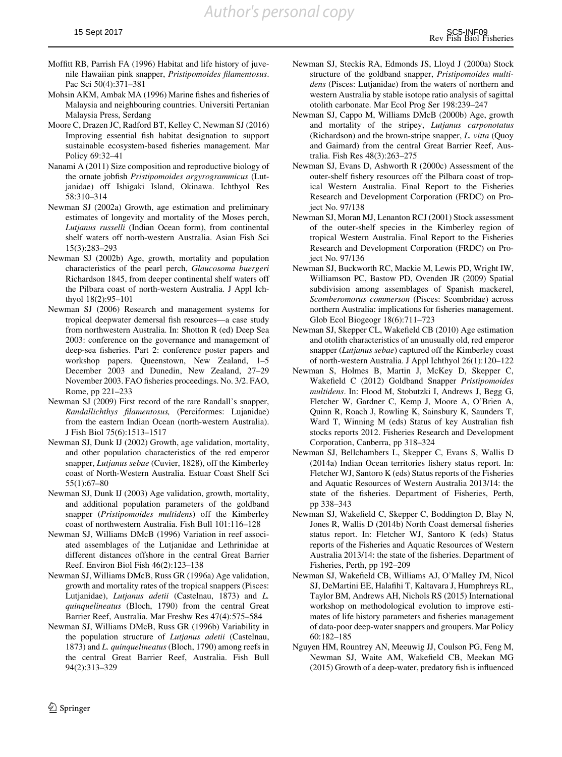Moffitt RB, Parrish FA (1996) Habitat and life history of juvenile Hawaiian pink snapper, *Pristipomoides filamentosus*. Pac Sci 50(4):371–381

Mohsin AKM, Ambak MA (1996) Marine fishes and fisheries of Malaysia and neighbouring countries. Universiti Pertanian Malaysia Press, Serdang

Moore C, Drazen JC, Radford BT, Kelley C, Newman SJ (2016) Improving essential fish habitat designation to support sustainable ecosystem-based fisheries management. Mar Policy 69:32–41

Nanami A (2011) Size composition and reproductive biology of the ornate jobfish *Pristipomoides argyrogrammicus* (Lutjanidae) off Ishigaki Island, Okinawa. Ichthyol Res 58:310–314

Newman SJ (2002a) Growth, age estimation and preliminary estimates of longevity and mortality of the Moses perch, *Lutjanus russelli* (Indian Ocean form), from continental shelf waters off north-western Australia. Asian Fish Sci 15(3):283–293

Newman SJ (2002b) Age, growth, mortality and population characteristics of the pearl perch, *Glaucosoma buergeri* Richardson 1845, from deeper continental shelf waters off the Pilbara coast of north-western Australia. J Appl Ichthyol 18(2):95–101

Newman SJ (2006) Research and management systems for tropical deepwater demersal fish resources—a case study from northwestern Australia. In: Shotton R (ed) Deep Sea 2003: conference on the governance and management of deep-sea fisheries. Part 2: conference poster papers and workshop papers. Queenstown, New Zealand, 1–5 December 2003 and Dunedin, New Zealand, 27–29 November 2003. FAO fisheries proceedings. No. 3/2. FAO, Rome, pp 221–233

Newman SJ (2009) First record of the rare Randall's snapper, *Randallichthys filamentosus,* (Perciformes: Lujanidae) from the eastern Indian Ocean (north-western Australia). J Fish Biol 75(6):1513–1517

Newman SJ, Dunk IJ (2002) Growth, age validation, mortality, and other population characteristics of the red emperor snapper, *Lutjanus sebae* (Cuvier, 1828), off the Kimberley coast of North-Western Australia. Estuar Coast Shelf Sci 55(1):67–80

Newman SJ, Dunk IJ (2003) Age validation, growth, mortality, and additional population parameters of the goldband snapper (*Pristipomoides multidens*) off the Kimberley coast of northwestern Australia. Fish Bull 101:116–128

Newman SJ, Williams DMcB (1996) Variation in reef associated assemblages of the Lutjanidae and Lethrinidae at different distances offshore in the central Great Barrier Reef. Environ Biol Fish 46(2):123–138

Newman SJ, Williams DMcB, Russ GR (1996a) Age validation, growth and mortality rates of the tropical snappers (Pisces: Lutjanidae), *Lutjanus adetii* (Castelnau, 1873) and *L. quinquelineatus* (Bloch, 1790) from the central Great Barrier Reef, Australia. Mar Freshw Res 47(4):575–584

Newman SJ, Williams DMcB, Russ GR (1996b) Variability in the population structure of *Lutjanus adetii* (Castelnau, 1873) and *L. quinquelineatus* (Bloch, 1790) among reefs in the central Great Barrier Reef, Australia. Fish Bull 94(2):313–329

Newman SJ, Steckis RA, Edmonds JS, Lloyd J (2000a) Stock structure of the goldband snapper, *Pristipomoides multidens* (Pisces: Lutjanidae) from the waters of northern and western Australia by stable isotope ratio analysis of sagittal otolith carbonate. Mar Ecol Prog Ser 198:239–247

Newman SJ, Cappo M, Williams DMcB (2000b) Age, growth and mortality of the stripey, *Lutjanus carponotatus* (Richardson) and the brown-stripe snapper, *L. vitta* (Quoy and Gaimard) from the central Great Barrier Reef, Australia. Fish Res 48(3):263–275

Newman SJ, Evans D, Ashworth R (2000c) Assessment of the outer-shelf fishery resources off the Pilbara coast of tropical Western Australia. Final Report to the Fisheries Research and Development Corporation (FRDC) on Project No. 97/138

Newman SJ, Moran MJ, Lenanton RCJ (2001) Stock assessment of the outer-shelf species in the Kimberley region of tropical Western Australia. Final Report to the Fisheries Research and Development Corporation (FRDC) on Project No. 97/136

Newman SJ, Buckworth RC, Mackie M, Lewis PD, Wright IW, Williamson PC, Bastow PD, Ovenden JR (2009) Spatial subdivision among assemblages of Spanish mackerel, *Scomberomorus commerson* (Pisces: Scombridae) across northern Australia: implications for fisheries management. Glob Ecol Biogeogr 18(6):711–723

Newman SJ, Skepper CL, Wakefield CB (2010) Age estimation and otolith characteristics of an unusually old, red emperor snapper (*Lutjanus sebae*) captured off the Kimberley coast of north-western Australia. J Appl Ichthyol 26(1):120–122

Newman S, Holmes B, Martin J, McKey D, Skepper C, Wakefield C (2012) Goldband Snapper *Pristipomoides multidens*. In: Flood M, Stobutzki I, Andrews J, Begg G, Fletcher W, Gardner C, Kemp J, Moore A, O'Brien A, Quinn R, Roach J, Rowling K, Sainsbury K, Saunders T, Ward T, Winning M (eds) Status of key Australian fish stocks reports 2012. Fisheries Research and Development Corporation, Canberra, pp 318–324

Newman SJ, Bellchambers L, Skepper C, Evans S, Wallis D (2014a) Indian Ocean territories fishery status report. In: Fletcher WJ, Santoro K (eds) Status reports of the Fisheries and Aquatic Resources of Western Australia 2013/14: the state of the fisheries. Department of Fisheries, Perth, pp 338–343

Newman SJ, Wakefield C, Skepper C, Boddington D, Blay N, Jones R, Wallis D (2014b) North Coast demersal fisheries status report. In: Fletcher WJ, Santoro K (eds) Status reports of the Fisheries and Aquatic Resources of Western Australia 2013/14: the state of the fisheries. Department of Fisheries, Perth, pp 192–209

Newman SJ, Wakefield CB, Williams AJ, O'Malley JM, Nicol SJ, DeMartini EE, Halafihi T, Kaltavara J, Humphreys RL, Taylor BM, Andrews AH, Nichols RS (2015) International workshop on methodological evolution to improve estimates of life history parameters and fisheries management of data-poor deep-water snappers and groupers. Mar Policy 60:182–185

Nguyen HM, Rountrey AN, Meeuwig JJ, Coulson PG, Feng M, Newman SJ, Waite AM, Wakefield CB, Meekan MG (2015) Growth of a deep-water, predatory fish is influenced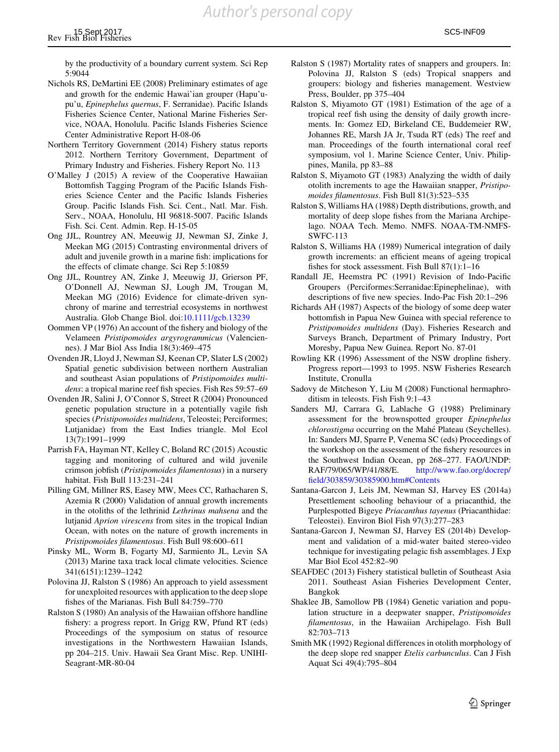by the productivity of a boundary current system. Sci Rep 5:9044

Nichols RS, DeMartini EE (2008) Preliminary estimates of age and growth for the endemic Hawai'ian grouper (Hapu'upu'u, *Epinephelus quernus*, F. Serranidae). Pacific Islands Fisheries Science Center, National Marine Fisheries Service, NOAA, Honolulu. Pacific Islands Fisheries Science Center Administrative Report H-08-06

Northern Territory Government (2014) Fishery status reports 2012. Northern Territory Government, Department of Primary Industry and Fisheries. Fishery Report No. 113

O'Malley J (2015) A review of the Cooperative Hawaiian Bottomfish Tagging Program of the Pacific Islands Fisheries Science Center and the Pacific Islands Fisheries Group. Pacific Islands Fish. Sci. Cent., Natl. Mar. Fish. Serv., NOAA, Honolulu, HI 96818-5007. Pacific Islands Fish. Sci. Cent. Admin. Rep. H-15-05

Ong JJL, Rountrey AN, Meeuwig JJ, Newman SJ, Zinke J, Meekan MG (2015) Contrasting environmental drivers of adult and juvenile growth in a marine fish: implications for the effects of climate change. Sci Rep 5:10859

Ong JJL, Rountrey AN, Zinke J, Meeuwig JJ, Grierson PF, O'Donnell AJ, Newman SJ, Lough JM, Trougan M, Meekan MG (2016) Evidence for climate-driven synchrony of marine and terrestrial ecosystems in northwest Australia. Glob Change Biol. doi:10.1111/gcb.13239

Oommen VP (1976) An account of the fishery and biology of the Velameen *Pristipomoides argyrogrammicus* (Valenciennes). J Mar Biol Ass India 18(3):469–475

Ovenden JR, Lloyd J, Newman SJ, Keenan CP, Slater LS (2002) Spatial genetic subdivision between northern Australian and southeast Asian populations of *Pristipomoides multidens*: a tropical marine reef fish species. Fish Res 59:57–69

Ovenden JR, Salini J, O'Connor S, Street R (2004) Pronounced genetic population structure in a potentially vagile fish species (*Pristipomoides multidens*, Teleostei; Perciformes; Lutjanidae) from the East Indies triangle. Mol Ecol 13(7):1991–1999

Parrish FA, Hayman NT, Kelley C, Boland RC (2015) Acoustic tagging and monitoring of cultured and wild juvenile crimson jobfish (*Pristipomoides filamentosus*) in a nursery habitat. Fish Bull 113:231–241

Pilling GM, Millner RS, Easey MW, Mees CC, Rathacharen S, Azemia R (2000) Validation of annual growth increments in the otoliths of the lethrinid *Lethrinus mahsena* and the lutjanid *Aprion virescens* from sites in the tropical Indian Ocean, with notes on the nature of growth increments in *Pristipomoides filamentosus*. Fish Bull 98:600–611

Pinsky ML, Worm B, Fogarty MJ, Sarmiento JL, Levin SA (2013) Marine taxa track local climate velocities. Science 341(6151):1239–1242

Polovina JJ, Ralston S (1986) An approach to yield assessment for unexploited resources with application to the deep slope fishes of the Marianas. Fish Bull 84:759–770

Ralston S (1980) An analysis of the Hawaiian offshore handline fishery: a progress report. In Grigg RW, Pfund RT (eds) Proceedings of the symposium on status of resource investigations in the Northwestern Hawaiian Islands, pp 204–215. Univ. Hawaii Sea Grant Misc. Rep. UNIHI-Seagrant-MR-80-04

Ralston S (1987) Mortality rates of snappers and groupers. In: Polovina JJ, Ralston S (eds) Tropical snappers and groupers: biology and fisheries management. Westview Press, Boulder, pp 375–404

Ralston S, Miyamoto GT (1981) Estimation of the age of a tropical reef fish using the density of daily growth increments. In: Gomez ED, Birkeland CE, Buddemeier RW, Johannes RE, Marsh JA Jr, Tsuda RT (eds) The reef and man. Proceedings of the fourth international coral reef symposium, vol 1. Marine Science Center, Univ. Philippines, Manila, pp 83–88

Ralston S, Miyamoto GT (1983) Analyzing the width of daily otolith increments to age the Hawaiian snapper, *Pristipomoides filamentosus*. Fish Bull 81(3):523–535

Ralston S, Williams HA (1988) Depth distributions, growth, and mortality of deep slope fishes from the Mariana Archipelago. NOAA Tech. Memo. NMFS. NOAA-TM-NMFS-SWFC-113

Ralston S, Williams HA (1989) Numerical integration of daily growth increments: an efficient means of ageing tropical fishes for stock assessment. Fish Bull 87(1):1–16

Randall JE, Heemstra PC (1991) Revision of Indo-Pacific Groupers (Perciformes:Serranidae:Epinephelinae), with descriptions of five new species. Indo-Pac Fish 20:1–296

Richards AH (1987) Aspects of the biology of some deep water bottomfish in Papua New Guinea with special reference to *Pristipomoides multidens* (Day). Fisheries Research and Surveys Branch, Department of Primary Industry, Port Moresby, Papua New Guinea. Report No. 87-01

Rowling KR (1996) Assessment of the NSW dropline fishery. Progress report—1993 to 1995. NSW Fisheries Research Institute, Cronulla

Sadovy de Mitcheson Y, Liu M (2008) Functional hermaphroditism in teleosts. Fish Fish 9:1–43

Sanders MJ, Carrara G, Lablache G (1988) Preliminary assessment for the brownspotted grouper *Epinephelus chlorostigma* occurring on the Mahé Plateau (Seychelles). In: Sanders MJ, Sparre P, Venema SC (eds) Proceedings of the workshop on the assessment of the fishery resources in the Southwest Indian Ocean, pp 268–277. FAO/UNDP: RAF/79/065/WP/41/88/E. http://www.fao.org/docrep/field/303859/30385900.htm#Contents

Santana-Garcon J, Leis JM, Newman SJ, Harvey ES (2014a) Presettlement schooling behaviour of a priacanthid, the Purplespotted Bigeye *Priacanthus tayenus* (Priacanthidae: Teleostei). Environ Biol Fish 97(3):277–283

Santana-Garcon J, Newman SJ, Harvey ES (2014b) Development and validation of a mid-water baited stereo-video technique for investigating pelagic fish assemblages. J Exp Mar Biol Ecol 452:82–90

SEAFDEC (2013) Fishery statistical bulletin of Southeast Asia 2011. Southeast Asian Fisheries Development Center, Bangkok

Shaklee JB, Samollow PB (1984) Genetic variation and population structure in a deepwater snapper, *Pristipomoides filamentosus*, in the Hawaiian Archipelago. Fish Bull 82:703–713

Smith MK (1992) Regional differences in otolith morphology of the deep slope red snapper *Etelis carbunculus*. Can J Fish Aquat Sci 49(4):795–804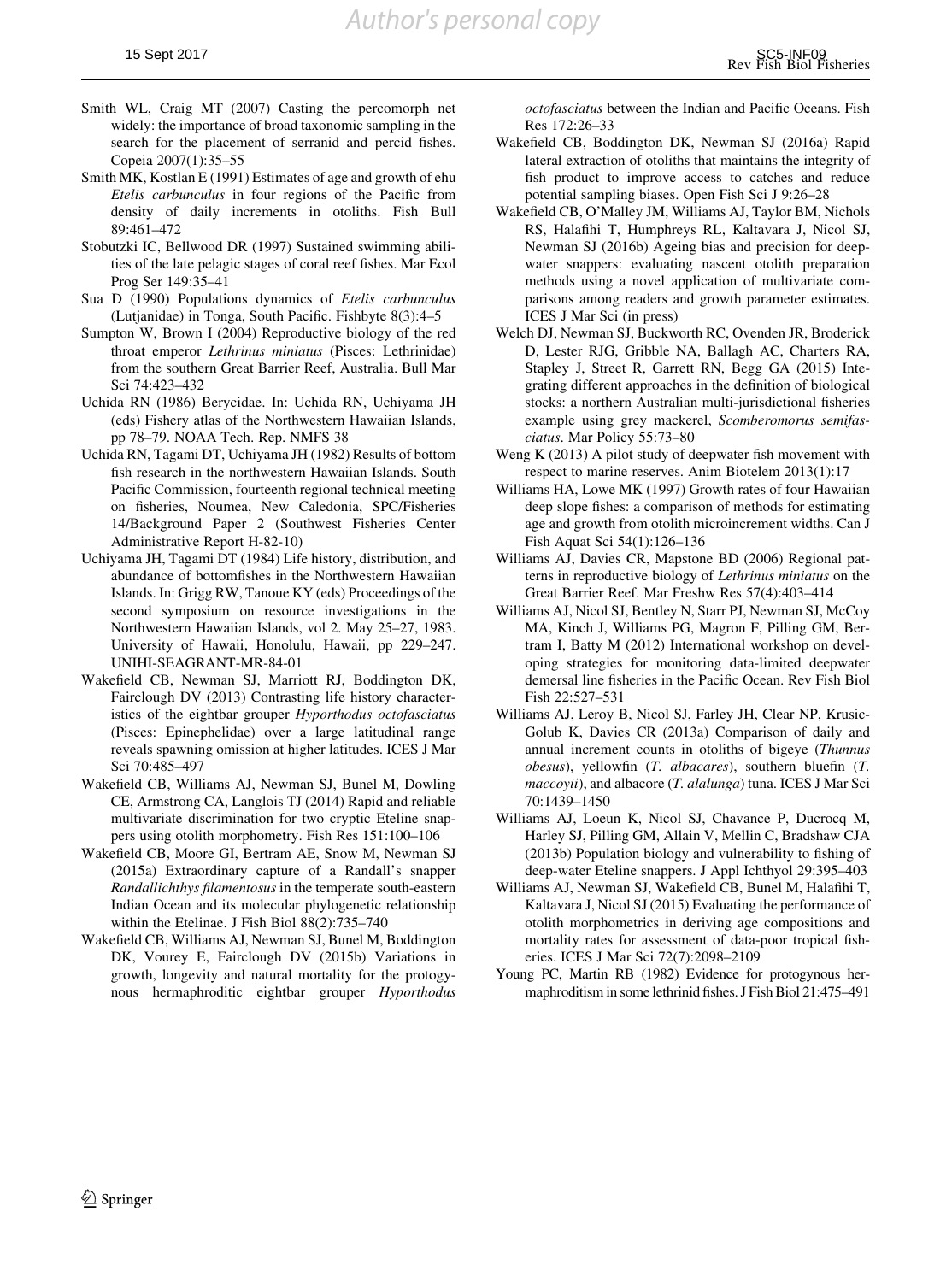Smith WL, Craig MT (2007) Casting the percomorph net widely: the importance of broad taxonomic sampling in the search for the placement of serranid and percid fishes. Copeia 2007(1):35–55

Smith MK, Kostlan E (1991) Estimates of age and growth of ehu *Etelis carbunculus* in four regions of the Pacific from density of daily increments in otoliths. Fish Bull 89:461–472

Stobutzki IC, Bellwood DR (1997) Sustained swimming abilities of the late pelagic stages of coral reef fishes. Mar Ecol Prog Ser 149:35–41

Sua D (1990) Populations dynamics of *Etelis carbunculus* (Lutjanidae) in Tonga, South Pacific. Fishbyte 8(3):4–5

Sumpton W, Brown I (2004) Reproductive biology of the red throat emperor *Lethrinus miniatus* (Pisces: Lethrinidae) from the southern Great Barrier Reef, Australia. Bull Mar Sci 74:423–432

Uchida RN (1986) Berycidae. In: Uchida RN, Uchiyama JH (eds) Fishery atlas of the Northwestern Hawaiian Islands, pp 78–79. NOAA Tech. Rep. NMFS 38

Uchida RN, Tagami DT, Uchiyama JH (1982) Results of bottom fish research in the northwestern Hawaiian Islands. South Pacific Commission, fourteenth regional technical meeting on fisheries, Noumea, New Caledonia, SPC/Fisheries 14/Background Paper 2 (Southwest Fisheries Center Administrative Report H-82-10)

Uchiyama JH, Tagami DT (1984) Life history, distribution, and abundance of bottomfishes in the Northwestern Hawaiian Islands. In: Grigg RW, Tanoue KY (eds) Proceedings of the second symposium on resource investigations in the Northwestern Hawaiian Islands, vol 2. May 25–27, 1983. University of Hawaii, Honolulu, Hawaii, pp 229–247. UNIHI-SEAGRANT-MR-84-01

Wakefield CB, Newman SJ, Marriott RJ, Boddington DK, Fairclough DV (2013) Contrasting life history characteristics of the eightbar grouper *Hyporthodus octofasciatus* (Pisces: Epinephelidae) over a large latitudinal range reveals spawning omission at higher latitudes. ICES J Mar Sci 70:485–497

Wakefield CB, Williams AJ, Newman SJ, Bunel M, Dowling CE, Armstrong CA, Langlois TJ (2014) Rapid and reliable multivariate discrimination for two cryptic Eteline snappers using otolith morphometry. Fish Res 151:100–106

Wakefield CB, Moore GI, Bertram AE, Snow M, Newman SJ (2015a) Extraordinary capture of a Randall's snapper *Randallichthys filamentosus* in the temperate south-eastern Indian Ocean and its molecular phylogenetic relationship within the Etelinae. J Fish Biol 88(2):735–740

Wakefield CB, Williams AJ, Newman SJ, Bunel M, Boddington DK, Vourey E, Fairclough DV (2015b) Variations in growth, longevity and natural mortality for the protogynous hermaphroditic eightbar grouper *Hyporthodus octofasciatus* between the Indian and Pacific Oceans. Fish Res 172:26–33

Wakefield CB, Boddington DK, Newman SJ (2016a) Rapid lateral extraction of otoliths that maintains the integrity of fish product to improve access to catches and reduce potential sampling biases. Open Fish Sci J 9:26–28

Wakefield CB, O'Malley JM, Williams AJ, Taylor BM, Nichols RS, Halafihi T, Humphreys RL, Kaltavara J, Nicol SJ, Newman SJ (2016b) Ageing bias and precision for deepwater snappers: evaluating nascent otolith preparation methods using a novel application of multivariate comparisons among readers and growth parameter estimates. ICES J Mar Sci (in press)

Welch DJ, Newman SJ, Buckworth RC, Ovenden JR, Broderick D, Lester RJG, Gribble NA, Ballagh AC, Charters RA, Stapley J, Street R, Garrett RN, Begg GA (2015) Integrating different approaches in the definition of biological stocks: a northern Australian multi-jurisdictional fisheries example using grey mackerel, *Scomberomorus semifasciatus*. Mar Policy 55:73–80

Weng K (2013) A pilot study of deepwater fish movement with respect to marine reserves. Anim Biotelem 2013(1):17

Williams HA, Lowe MK (1997) Growth rates of four Hawaiian deep slope fishes: a comparison of methods for estimating age and growth from otolith microincrement widths. Can J Fish Aquat Sci 54(1):126–136

Williams AJ, Davies CR, Mapstone BD (2006) Regional patterns in reproductive biology of *Lethrinus miniatus* on the Great Barrier Reef. Mar Freshw Res 57(4):403–414

Williams AJ, Nicol SJ, Bentley N, Starr PJ, Newman SJ, McCoy MA, Kinch J, Williams PG, Magron F, Pilling GM, Bertram I, Batty M (2012) International workshop on developing strategies for monitoring data-limited deepwater demersal line fisheries in the Pacific Ocean. Rev Fish Biol Fish 22:527–531

Williams AJ, Leroy B, Nicol SJ, Farley JH, Clear NP, Krusic-Golub K, Davies CR (2013a) Comparison of daily and annual increment counts in otoliths of bigeye (*Thunnus obesus*), yellowfin (*T. albacares*), southern bluefin (*T. maccoyii*), and albacore (*T. alalunga*) tuna. ICES J Mar Sci 70:1439–1450

Williams AJ, Loeun K, Nicol SJ, Chavance P, Ducrocq M, Harley SJ, Pilling GM, Allain V, Mellin C, Bradshaw CJA (2013b) Population biology and vulnerability to fishing of deep-water Eteline snappers. J Appl Ichthyol 29:395–403

Williams AJ, Newman SJ, Wakefield CB, Bunel M, Halafihi T, Kaltavara J, Nicol SJ (2015) Evaluating the performance of otolith morphometrics in deriving age compositions and mortality rates for assessment of data-poor tropical fisheries. ICES J Mar Sci 72(7):2098–2109

Young PC, Martin RB (1982) Evidence for protogynous hermaphroditism in some lethrinid fishes. J Fish Biol 21:475–491